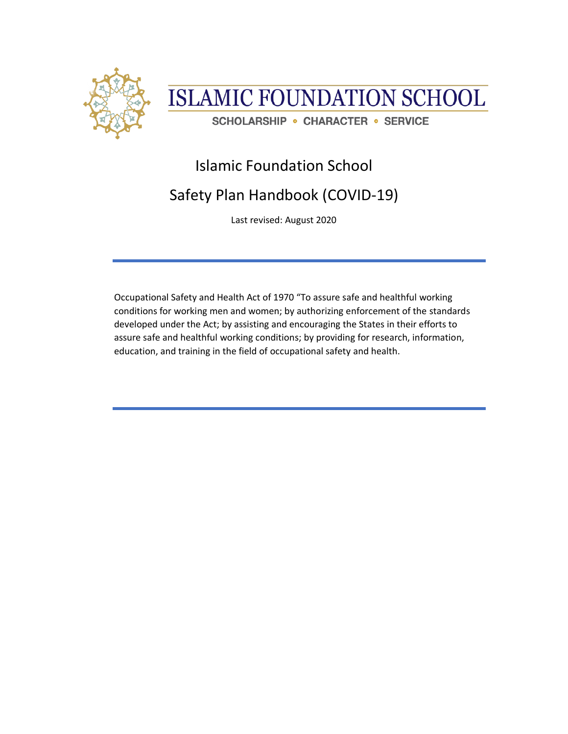# ISLAMIC FOUNDATION SCHOOL

SCHOLARSHIP • CHARACTER • SERVICE

## Islamic Foundation School

## Safety Plan Handbook (COVID-19)

Last revised: August 2020

---

Occupational Safety and Health Act of 1970 "To assure safe and healthful working conditions for working men and women; by authorizing enforcement of the standards developed under the Act; by assisting and encouraging the States in their efforts to assure safe and healthful working conditions; by providing for research, information, education, and training in the field of occupational safety and health.

---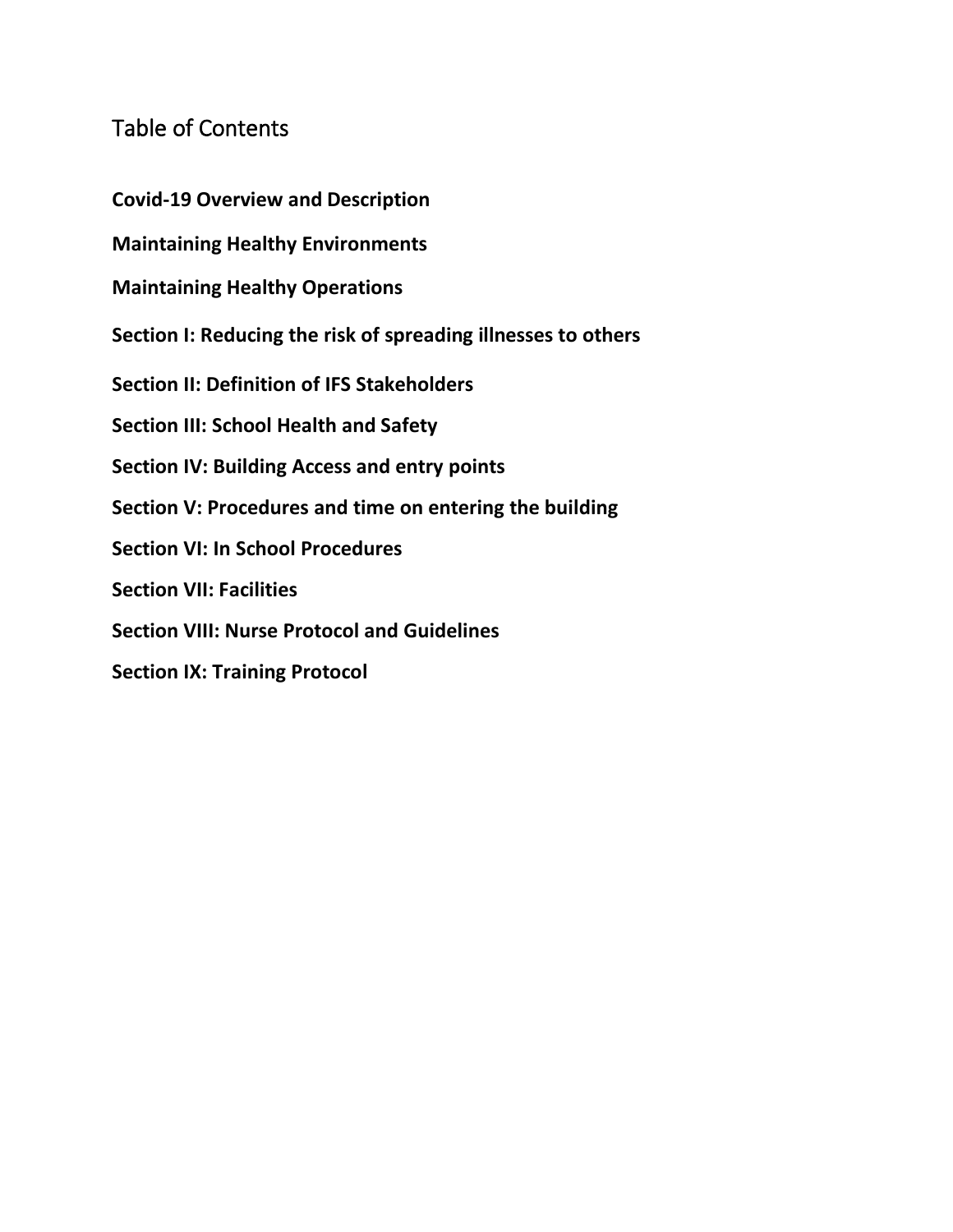# Table of Contents

**Covid-19 Overview and Description**

**Maintaining Healthy Environments**

**Maintaining Healthy Operations**

**Section I: Reducing the risk of spreading illnesses to others**

**Section II: Definition of IFS Stakeholders**

**Section III: School Health and Safety**

**Section IV: Building Access and entry points**

**Section V: Procedures and time on entering the building**

**Section VI: In School Procedures**

**Section VII: Facilities**

**Section VIII: Nurse Protocol and Guidelines**

**Section IX: Training Protocol**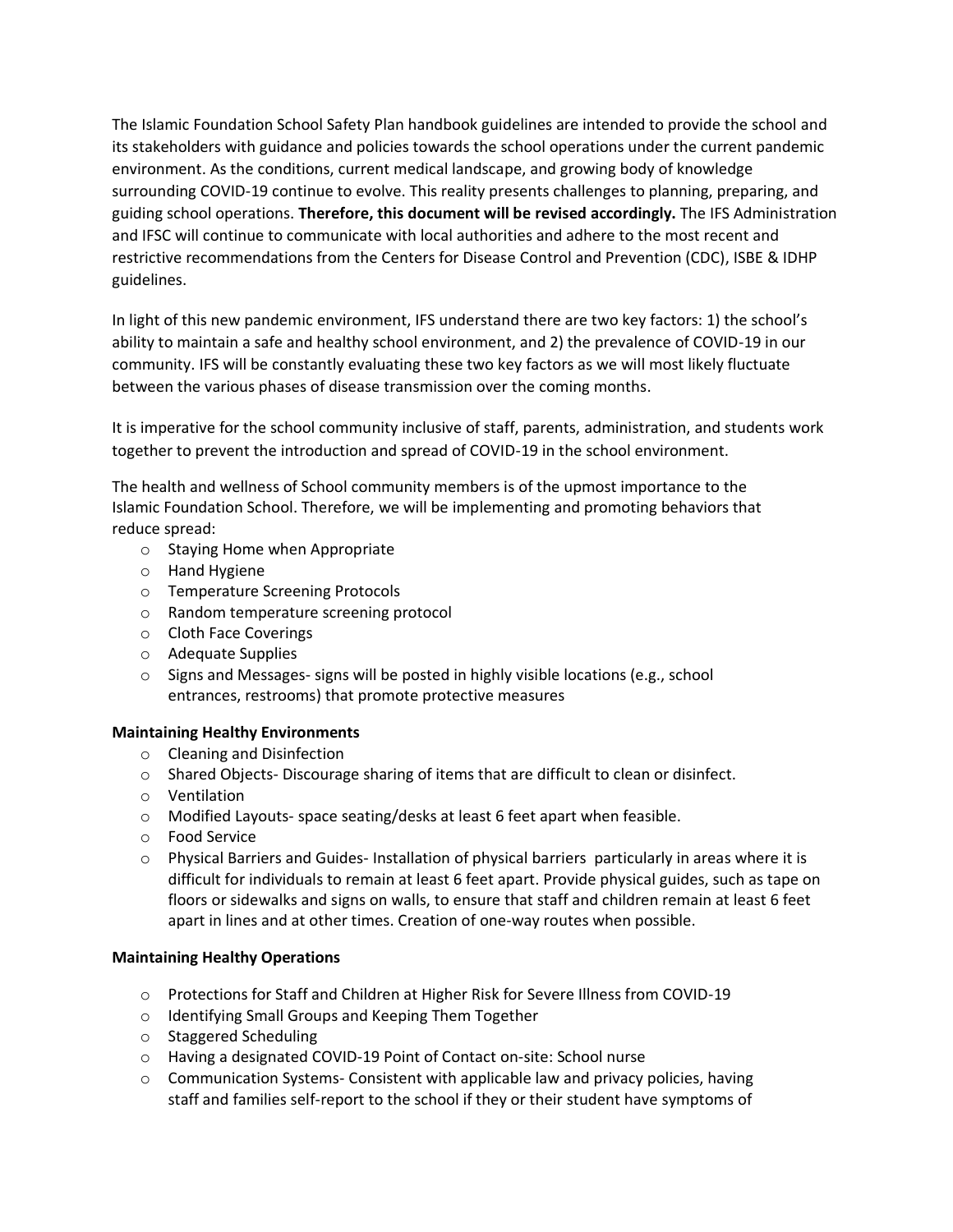The Islamic Foundation School Safety Plan handbook guidelines are intended to provide the school and its stakeholders with guidance and policies towards the school operations under the current pandemic environment. As the conditions, current medical landscape, and growing body of knowledge surrounding COVID-19 continue to evolve. This reality presents challenges to planning, preparing, and guiding school operations. **Therefore, this document will be revised accordingly.** The IFS Administration and IFSC will continue to communicate with local authorities and adhere to the most recent and restrictive recommendations from the Centers for Disease Control and Prevention (CDC), ISBE & IDHP guidelines.

In light of this new pandemic environment, IFS understand there are two key factors: 1) the school's ability to maintain a safe and healthy school environment, and 2) the prevalence of COVID-19 in our community. IFS will be constantly evaluating these two key factors as we will most likely fluctuate between the various phases of disease transmission over the coming months.

It is imperative for the school community inclusive of staff, parents, administration, and students work together to prevent the introduction and spread of COVID-19 in the school environment.

The health and wellness of School community members is of the upmost importance to the Islamic Foundation School. Therefore, we will be implementing and promoting behaviors that reduce spread:

- Staying Home when Appropriate
- Hand Hygiene
- Temperature Screening Protocols
- Random temperature screening protocol
- Cloth Face Coverings
- Adequate Supplies
- Signs and Messages- signs will be posted in highly visible locations (e.g., school entrances, restrooms) that promote protective measures

**Maintaining Healthy Environments**

- Cleaning and Disinfection
- Shared Objects- Discourage sharing of items that are difficult to clean or disinfect.
- Ventilation
- Modified Layouts- space seating/desks at least 6 feet apart when feasible.
- Food Service
- Physical Barriers and Guides- Installation of physical barriers particularly in areas where it is difficult for individuals to remain at least 6 feet apart. Provide physical guides, such as tape on floors or sidewalks and signs on walls, to ensure that staff and children remain at least 6 feet apart in lines and at other times. Creation of one-way routes when possible.

**Maintaining Healthy Operations**

- Protections for Staff and Children at Higher Risk for Severe Illness from COVID-19
- Identifying Small Groups and Keeping Them Together
- Staggered Scheduling
- Having a designated COVID-19 Point of Contact on-site: School nurse
- Communication Systems- Consistent with applicable law and privacy policies, having staff and families self-report to the school if they or their student have symptoms of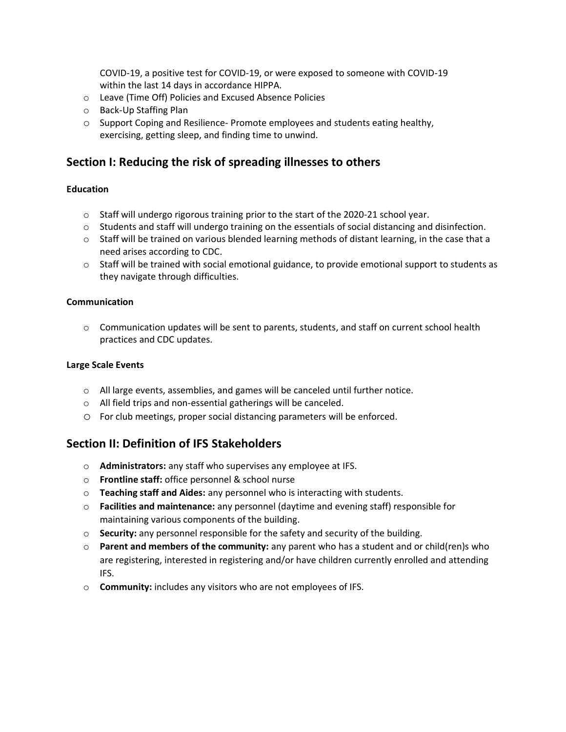COVID-19, a positive test for COVID-19, or were exposed to someone with COVID-19 within the last 14 days in accordance HIPPA.

- Leave (Time Off) Policies and Excused Absence Policies
- Back-Up Staffing Plan
- Support Coping and Resilience- Promote employees and students eating healthy, exercising, getting sleep, and finding time to unwind.

## Section I: Reducing the risk of spreading illnesses to others

**Education**

- Staff will undergo rigorous training prior to the start of the 2020-21 school year.
- Students and staff will undergo training on the essentials of social distancing and disinfection.
- Staff will be trained on various blended learning methods of distant learning, in the case that a need arises according to CDC.
- Staff will be trained with social emotional guidance, to provide emotional support to students as they navigate through difficulties.

**Communication**

- Communication updates will be sent to parents, students, and staff on current school health practices and CDC updates.

**Large Scale Events**

- All large events, assemblies, and games will be canceled until further notice.
- All field trips and non-essential gatherings will be canceled.
- For club meetings, proper social distancing parameters will be enforced.

## Section II: Definition of IFS Stakeholders

- **Administrators:** any staff who supervises any employee at IFS.
- **Frontline staff:** office personnel & school nurse
- **Teaching staff and Aides:** any personnel who is interacting with students.
- **Facilities and maintenance:** any personnel (daytime and evening staff) responsible for maintaining various components of the building.
- **Security:** any personnel responsible for the safety and security of the building.
- **Parent and members of the community:** any parent who has a student and or child(ren)s who are registering, interested in registering and/or have children currently enrolled and attending IFS.
- **Community:** includes any visitors who are not employees of IFS.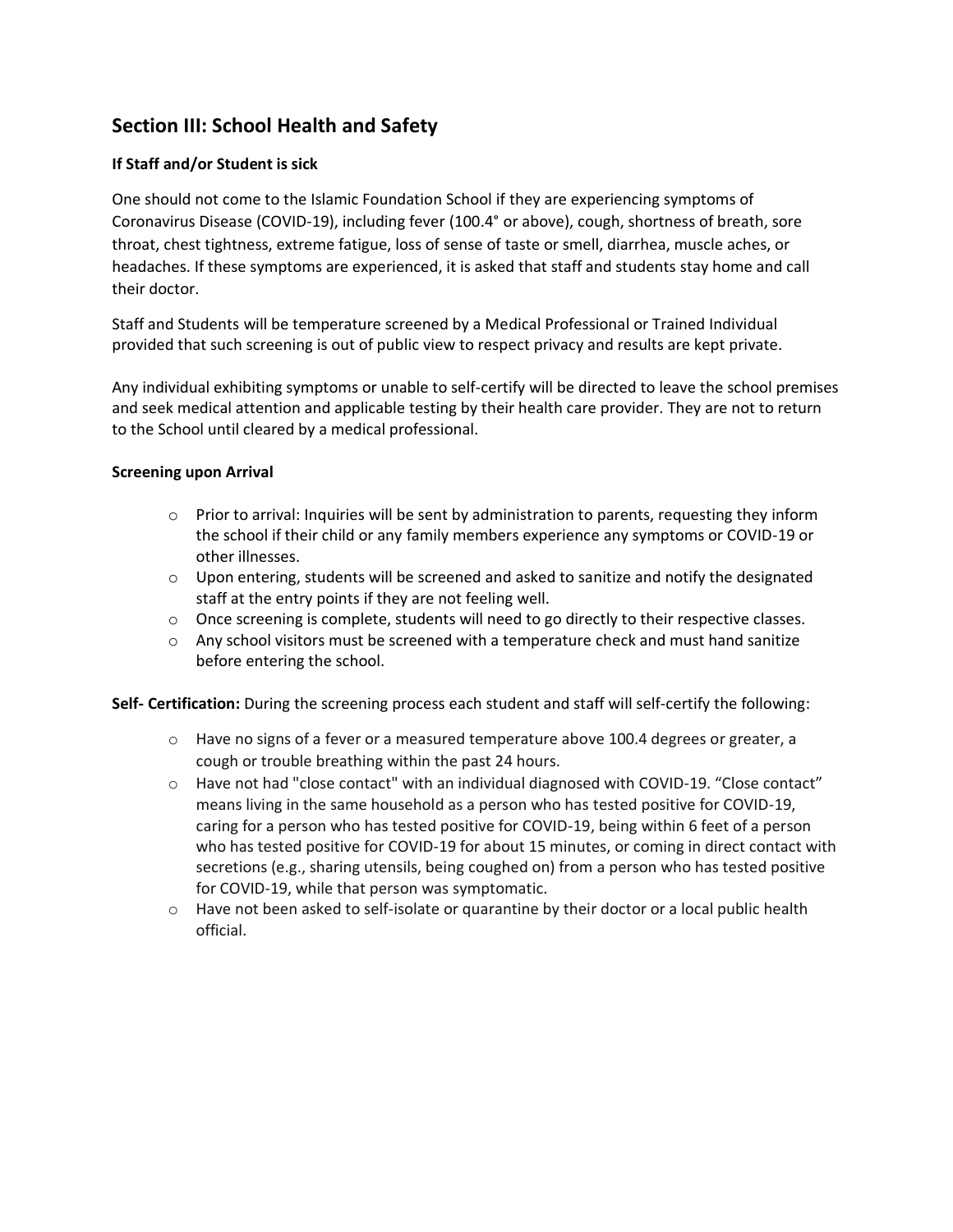## Section III: School Health and Safety

### If Staff and/or Student is sick

One should not come to the Islamic Foundation School if they are experiencing symptoms of Coronavirus Disease (COVID-19), including fever (100.4° or above), cough, shortness of breath, sore throat, chest tightness, extreme fatigue, loss of sense of taste or smell, diarrhea, muscle aches, or headaches. If these symptoms are experienced, it is asked that staff and students stay home and call their doctor.

Staff and Students will be temperature screened by a Medical Professional or Trained Individual provided that such screening is out of public view to respect privacy and results are kept private.

Any individual exhibiting symptoms or unable to self-certify will be directed to leave the school premises and seek medical attention and applicable testing by their health care provider. They are not to return to the School until cleared by a medical professional.

### Screening upon Arrival

- Prior to arrival: Inquiries will be sent by administration to parents, requesting they inform the school if their child or any family members experience any symptoms or COVID-19 or other illnesses.
- Upon entering, students will be screened and asked to sanitize and notify the designated staff at the entry points if they are not feeling well.
- Once screening is complete, students will need to go directly to their respective classes.
- Any school visitors must be screened with a temperature check and must hand sanitize before entering the school.

**Self- Certification:** During the screening process each student and staff will self-certify the following:

- Have no signs of a fever or a measured temperature above 100.4 degrees or greater, a cough or trouble breathing within the past 24 hours.
- Have not had "close contact" with an individual diagnosed with COVID-19. “Close contact” means living in the same household as a person who has tested positive for COVID-19, caring for a person who has tested positive for COVID-19, being within 6 feet of a person who has tested positive for COVID-19 for about 15 minutes, or coming in direct contact with secretions (e.g., sharing utensils, being coughed on) from a person who has tested positive for COVID-19, while that person was symptomatic.
- Have not been asked to self-isolate or quarantine by their doctor or a local public health official.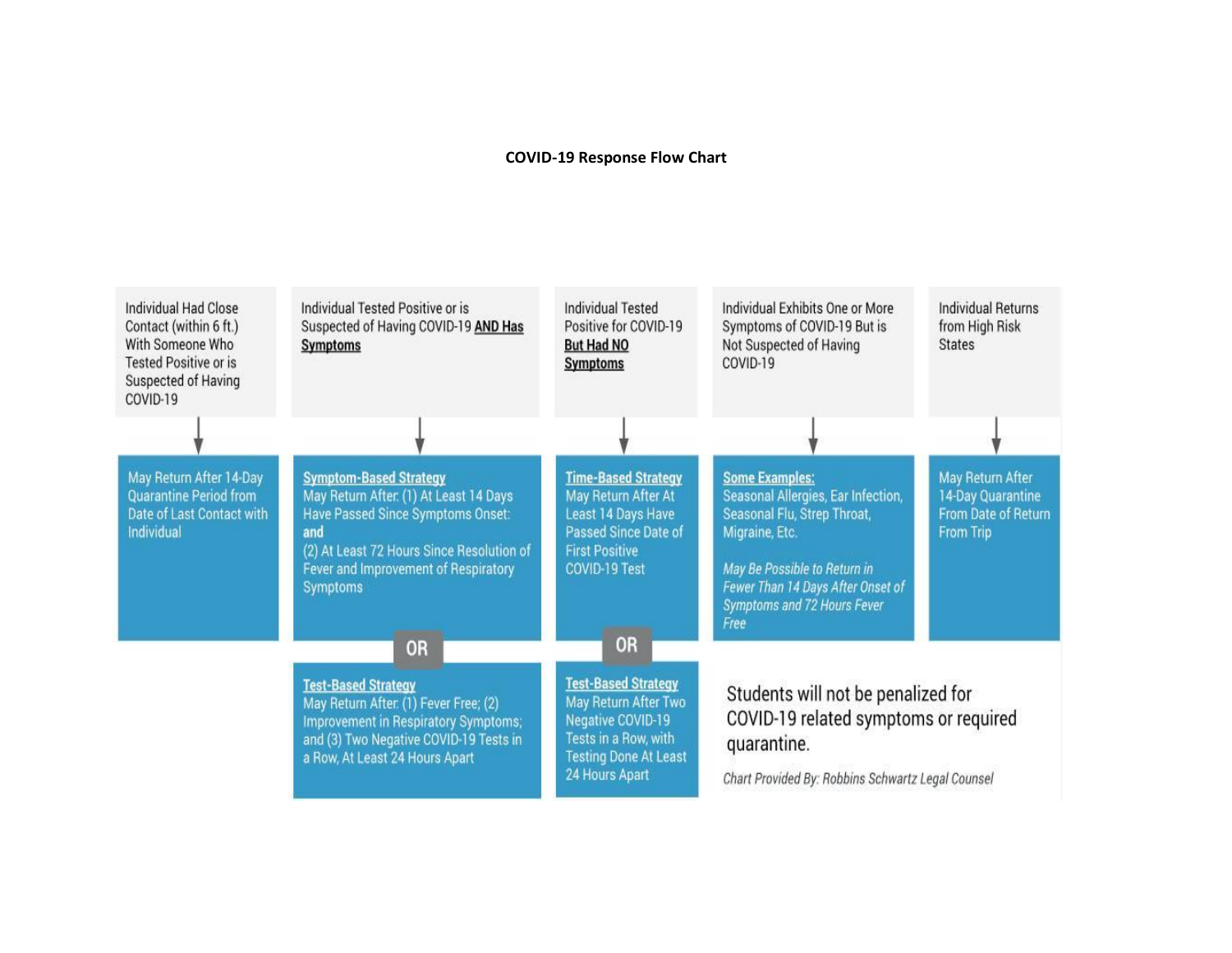**COVID-19 Response Flow Chart**

**Individual Had Close Contact (within 6 ft.) With Someone Who Tested Positive or is Suspected of Having COVID-19**

↓

May Return After 14-Day Quarantine Period from Date of Last Contact with Individual

**Individual Tested Positive or is Suspected of Having COVID-19 AND Has Symptoms**

↓

<u>Symptom-Based Strategy</u>
May Return After: (1) At Least 14 Days Have Passed Since Symptoms Onset: **and**
(2) At Least 72 Hours Since Resolution of Fever and Improvement of Respiratory Symptoms

OR

<u>Test-Based Strategy</u>
May Return After: (1) Fever Free; (2) Improvement in Respiratory Symptoms; and (3) Two Negative COVID-19 Tests in a Row, At Least 24 Hours Apart

**Individual Tested Positive for COVID-19 But Had NO Symptoms**

↓

<u>Time-Based Strategy</u>
May Return After At Least 14 Days Have Passed Since Date of First Positive COVID-19 Test

OR

<u>Test-Based Strategy</u>
May Return After Two Negative COVID-19 Tests in a Row, with Testing Done At Least 24 Hours Apart

**Individual Exhibits One or More Symptoms of COVID-19 But is Not Suspected of Having COVID-19**

↓

<u>Some Examples:</u>
Seasonal Allergies, Ear Infection, Seasonal Flu, Strep Throat, Migraine, Etc.

*May Be Possible to Return in Fewer Than 14 Days After Onset of Symptoms and 72 Hours Fever Free*

**Individual Returns from High Risk States**

↓

May Return After 14-Day Quarantine From Date of Return From Trip

Students will not be penalized for COVID-19 related symptoms or required quarantine.

*Chart Provided By: Robbins Schwartz Legal Counsel*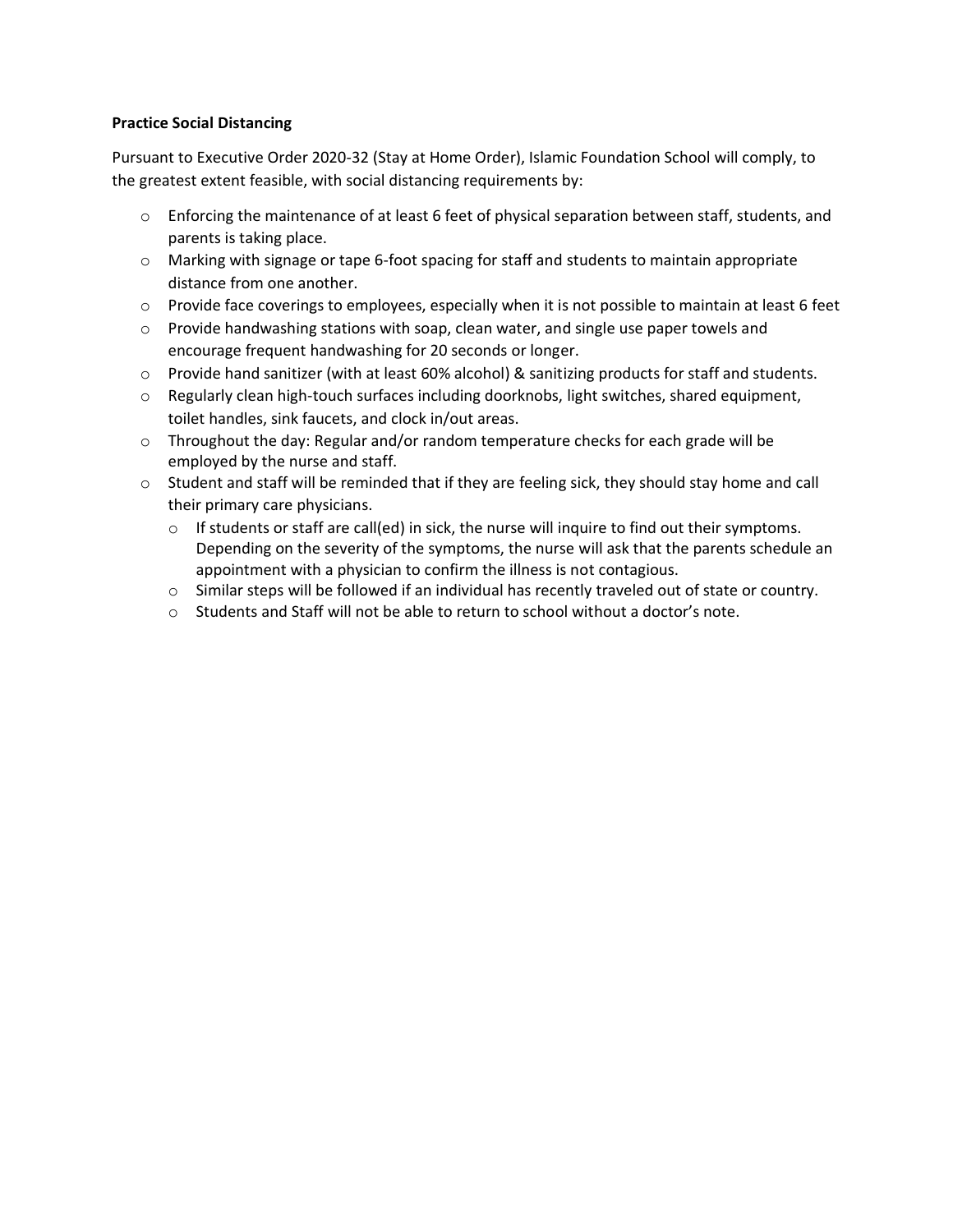**Practice Social Distancing**

Pursuant to Executive Order 2020-32 (Stay at Home Order), Islamic Foundation School will comply, to the greatest extent feasible, with social distancing requirements by:

- Enforcing the maintenance of at least 6 feet of physical separation between staff, students, and parents is taking place.
- Marking with signage or tape 6-foot spacing for staff and students to maintain appropriate distance from one another.
- Provide face coverings to employees, especially when it is not possible to maintain at least 6 feet
- Provide handwashing stations with soap, clean water, and single use paper towels and encourage frequent handwashing for 20 seconds or longer.
- Provide hand sanitizer (with at least 60% alcohol) & sanitizing products for staff and students.
- Regularly clean high-touch surfaces including doorknobs, light switches, shared equipment, toilet handles, sink faucets, and clock in/out areas.
- Throughout the day: Regular and/or random temperature checks for each grade will be employed by the nurse and staff.
- Student and staff will be reminded that if they are feeling sick, they should stay home and call their primary care physicians.
  - If students or staff are call(ed) in sick, the nurse will inquire to find out their symptoms. Depending on the severity of the symptoms, the nurse will ask that the parents schedule an appointment with a physician to confirm the illness is not contagious.
  - Similar steps will be followed if an individual has recently traveled out of state or country.
  - Students and Staff will not be able to return to school without a doctor's note.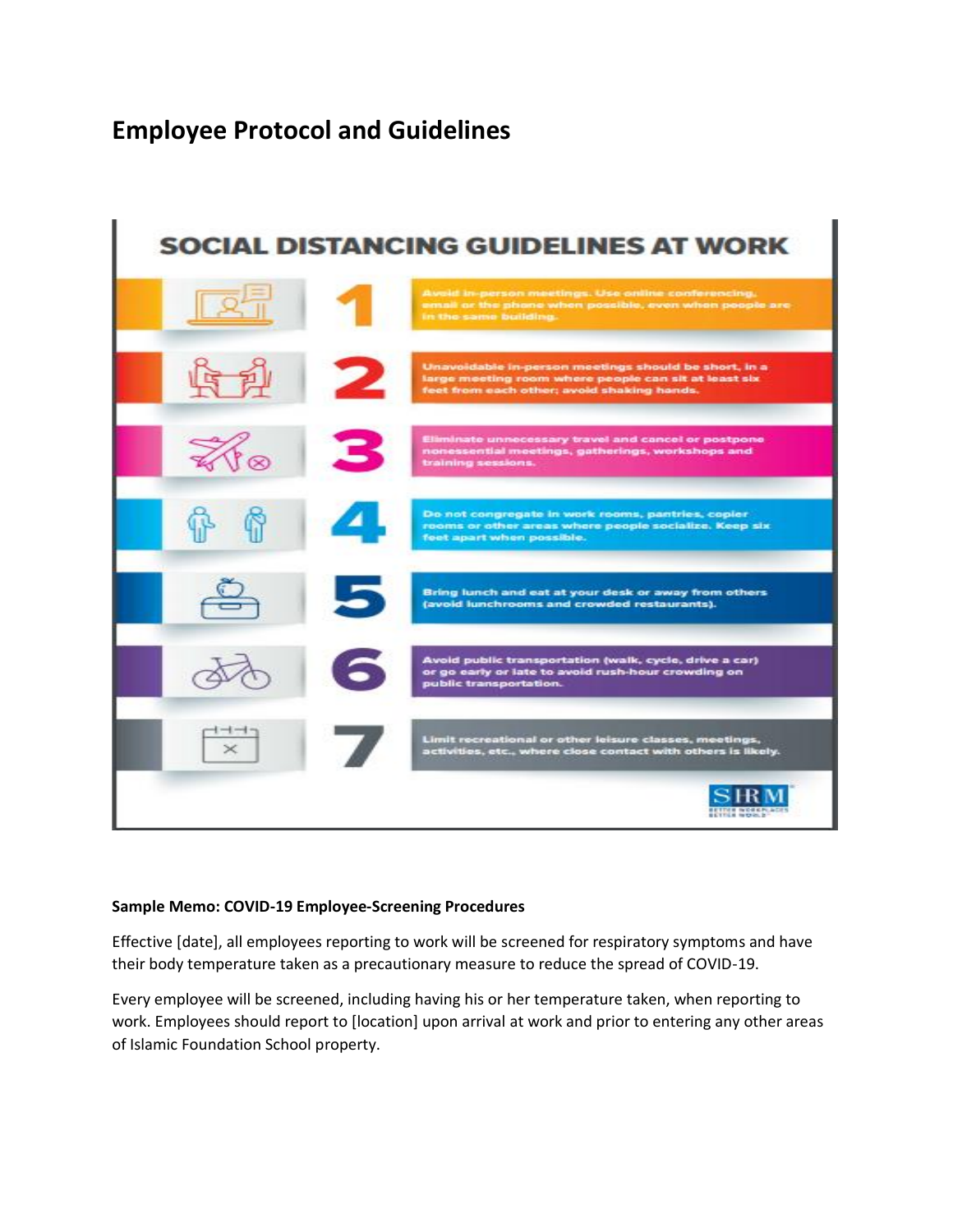# Employee Protocol and Guidelines

## SOCIAL DISTANCING GUIDELINES AT WORK

1. Avoid in-person meetings. Use online conferencing, email or the phone when possible, even when people are in the same building.
2. Unavoidable in-person meetings should be short, in a large meeting room where people can sit at least six feet from each other; avoid shaking hands.
3. Eliminate unnecessary travel and cancel or postpone nonessential meetings, gatherings, workshops and training sessions.
4. Do not congregate in work rooms, pantries, copier rooms or other areas where people socialize. Keep six feet apart when possible.
5. Bring lunch and eat at your desk or away from others (avoid lunchrooms and crowded restaurants).
6. Avoid public transportation (walk, cycle, drive a car) or go early or late to avoid rush-hour crowding on public transportation.
7. Limit recreational or other leisure classes, meetings, activities, etc., where close contact with others is likely.

SHRM

**Sample Memo: COVID-19 Employee-Screening Procedures**

Effective [date], all employees reporting to work will be screened for respiratory symptoms and have their body temperature taken as a precautionary measure to reduce the spread of COVID-19.

Every employee will be screened, including having his or her temperature taken, when reporting to work. Employees should report to [location] upon arrival at work and prior to entering any other areas of Islamic Foundation School property.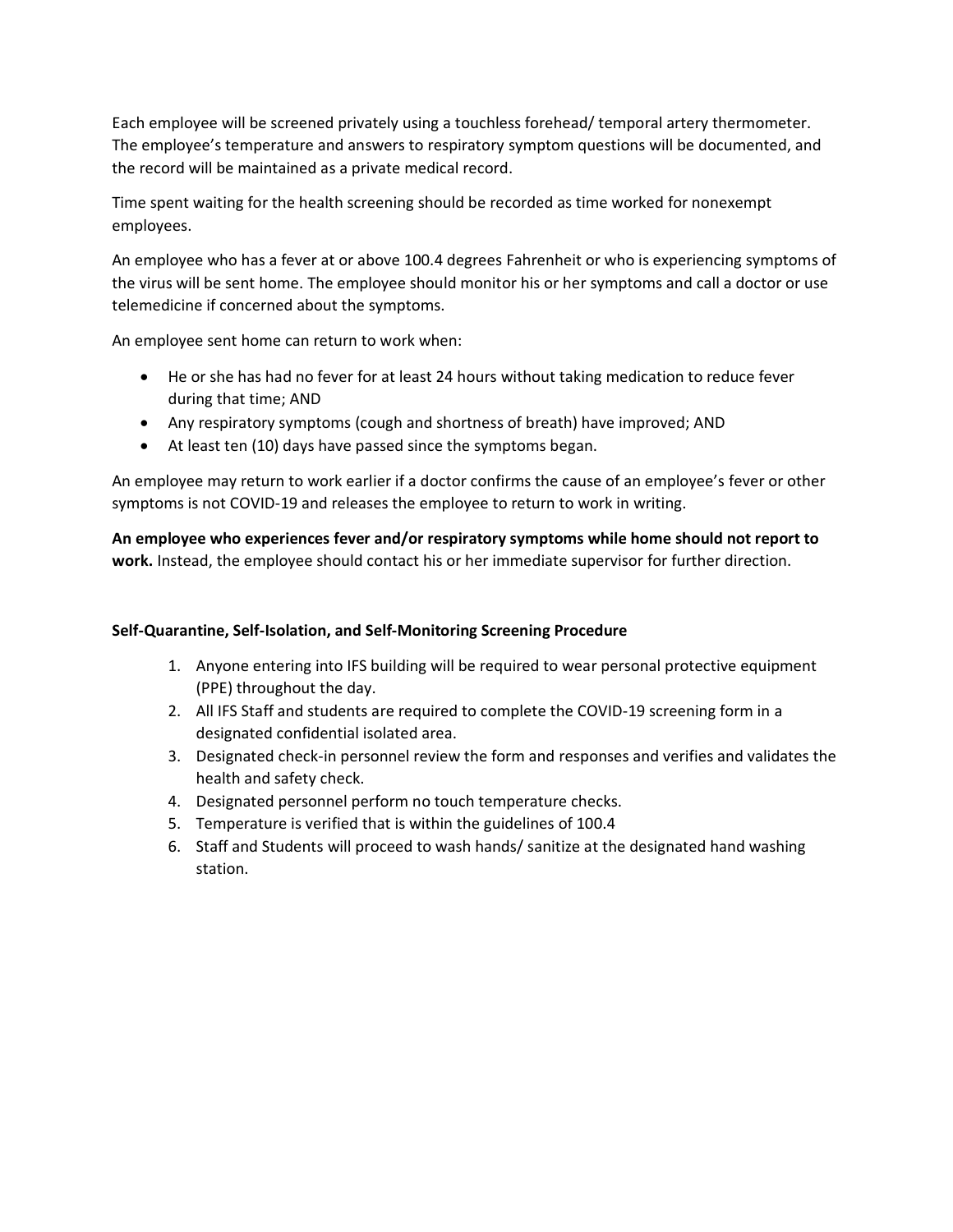Each employee will be screened privately using a touchless forehead/ temporal artery thermometer. The employee's temperature and answers to respiratory symptom questions will be documented, and the record will be maintained as a private medical record.

Time spent waiting for the health screening should be recorded as time worked for nonexempt employees.

An employee who has a fever at or above 100.4 degrees Fahrenheit or who is experiencing symptoms of the virus will be sent home. The employee should monitor his or her symptoms and call a doctor or use telemedicine if concerned about the symptoms.

An employee sent home can return to work when:

- He or she has had no fever for at least 24 hours without taking medication to reduce fever during that time; AND
- Any respiratory symptoms (cough and shortness of breath) have improved; AND
- At least ten (10) days have passed since the symptoms began.

An employee may return to work earlier if a doctor confirms the cause of an employee's fever or other symptoms is not COVID-19 and releases the employee to return to work in writing.

**An employee who experiences fever and/or respiratory symptoms while home should not report to work.** Instead, the employee should contact his or her immediate supervisor for further direction.

**Self-Quarantine, Self-Isolation, and Self-Monitoring Screening Procedure**

1. Anyone entering into IFS building will be required to wear personal protective equipment (PPE) throughout the day.
2. All IFS Staff and students are required to complete the COVID-19 screening form in a designated confidential isolated area.
3. Designated check-in personnel review the form and responses and verifies and validates the health and safety check.
4. Designated personnel perform no touch temperature checks.
5. Temperature is verified that is within the guidelines of 100.4
6. Staff and Students will proceed to wash hands/ sanitize at the designated hand washing station.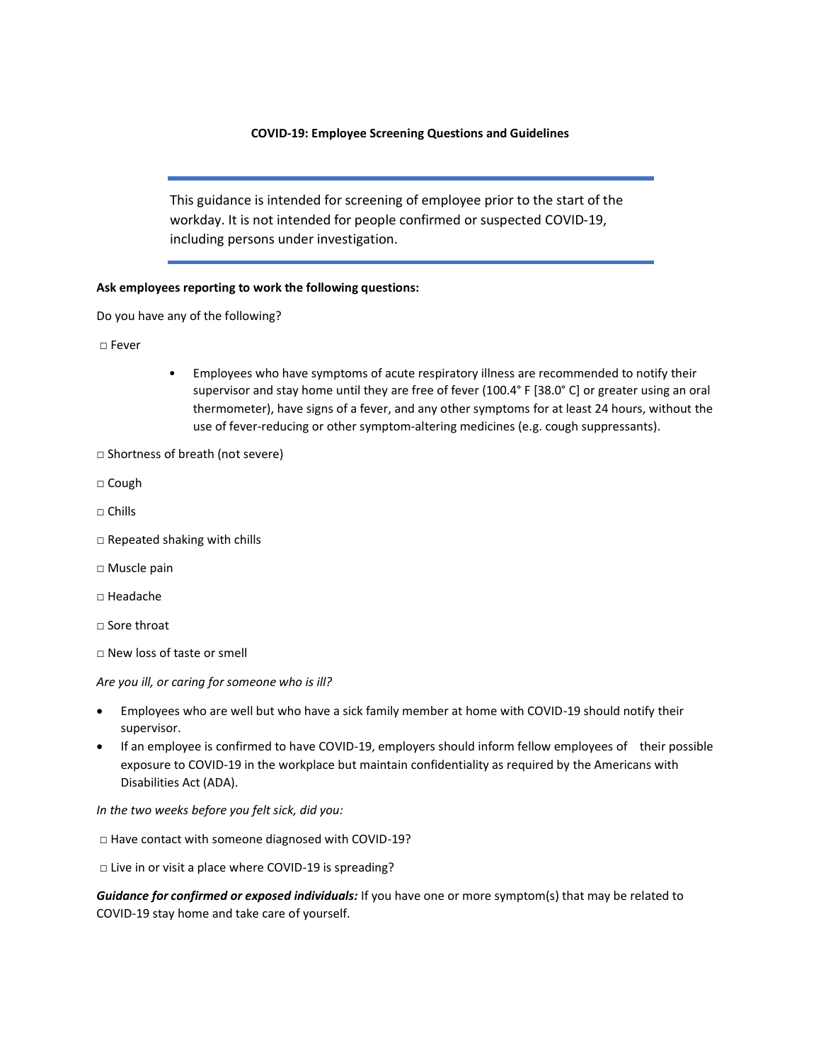**COVID-19: Employee Screening Questions and Guidelines**

> This guidance is intended for screening of employee prior to the start of the workday. It is not intended for people confirmed or suspected COVID-19, including persons under investigation.

**Ask employees reporting to work the following questions:**

Do you have any of the following?

□ Fever

- Employees who have symptoms of acute respiratory illness are recommended to notify their supervisor and stay home until they are free of fever (100.4° F [38.0° C] or greater using an oral thermometer), have signs of a fever, and any other symptoms for at least 24 hours, without the use of fever-reducing or other symptom-altering medicines (e.g. cough suppressants).

□ Shortness of breath (not severe)

□ Cough

□ Chills

□ Repeated shaking with chills

□ Muscle pain

□ Headache

□ Sore throat

□ New loss of taste or smell

*Are you ill, or caring for someone who is ill?*

- Employees who are well but who have a sick family member at home with COVID-19 should notify their supervisor.
- If an employee is confirmed to have COVID-19, employers should inform fellow employees of their possible exposure to COVID-19 in the workplace but maintain confidentiality as required by the Americans with Disabilities Act (ADA).

*In the two weeks before you felt sick, did you:*

□ Have contact with someone diagnosed with COVID-19?

□ Live in or visit a place where COVID-19 is spreading?

***Guidance for confirmed or exposed individuals:*** If you have one or more symptom(s) that may be related to COVID-19 stay home and take care of yourself.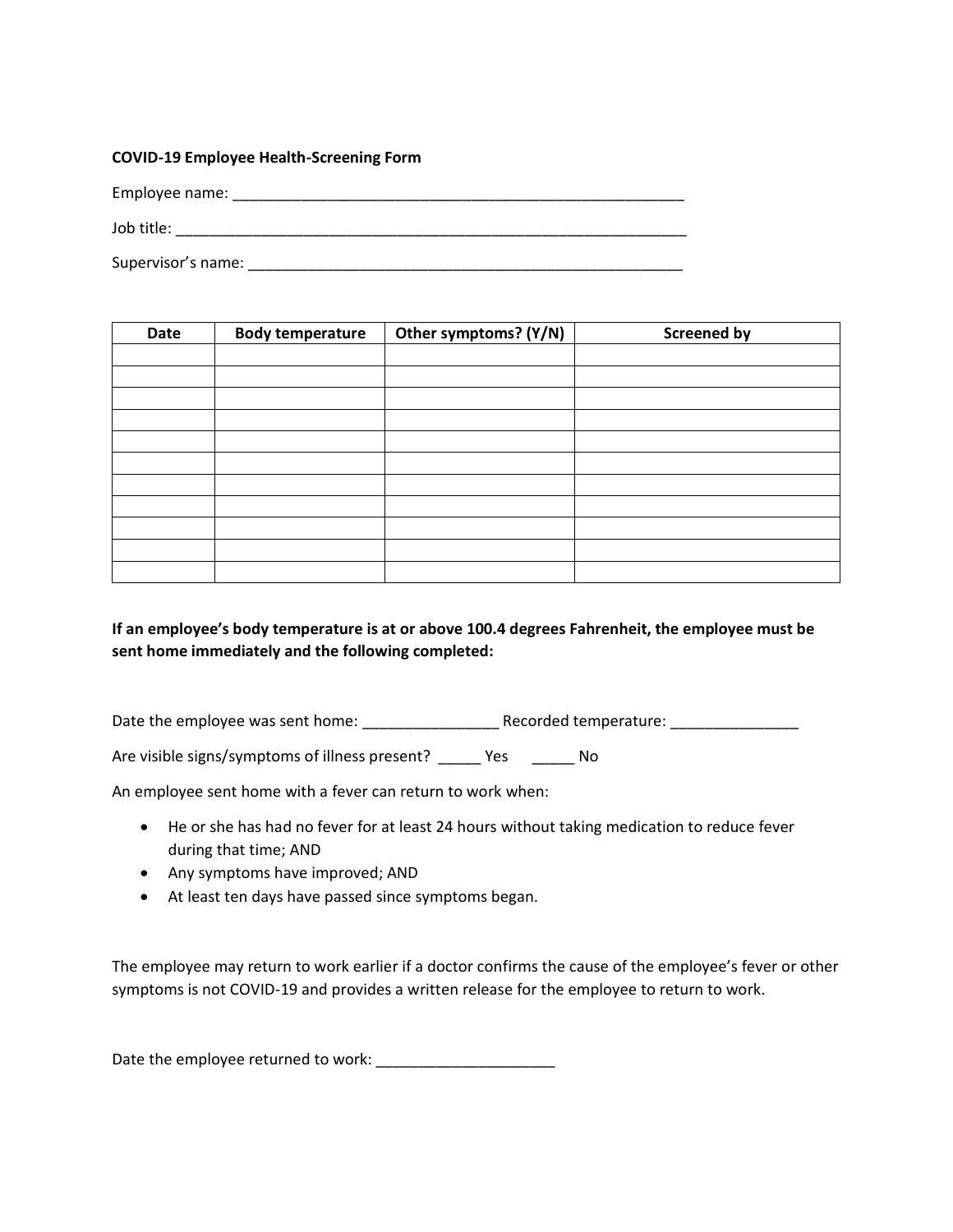**COVID-19 Employee Health-Screening Form**

Employee name: _______________________________________________________

Job title: ______________________________________________________________

Supervisor's name: ____________________________________________________

| Date | Body temperature | Other symptoms? (Y/N) | Screened by |
|---|---|---|---|
| | | | |
| | | | |
| | | | |
| | | | |
| | | | |
| | | | |
| | | | |
| | | | |
| | | | |
| | | | |
| | | | |

**If an employee's body temperature is at or above 100.4 degrees Fahrenheit, the employee must be sent home immediately and the following completed:**

Date the employee was sent home: ________________ Recorded temperature: _______________

Are visible signs/symptoms of illness present? _____ Yes _____ No

An employee sent home with a fever can return to work when:

- He or she has had no fever for at least 24 hours without taking medication to reduce fever during that time; AND
- Any symptoms have improved; AND
- At least ten days have passed since symptoms began.

The employee may return to work earlier if a doctor confirms the cause of the employee's fever or other symptoms is not COVID-19 and provides a written release for the employee to return to work.

Date the employee returned to work: _____________________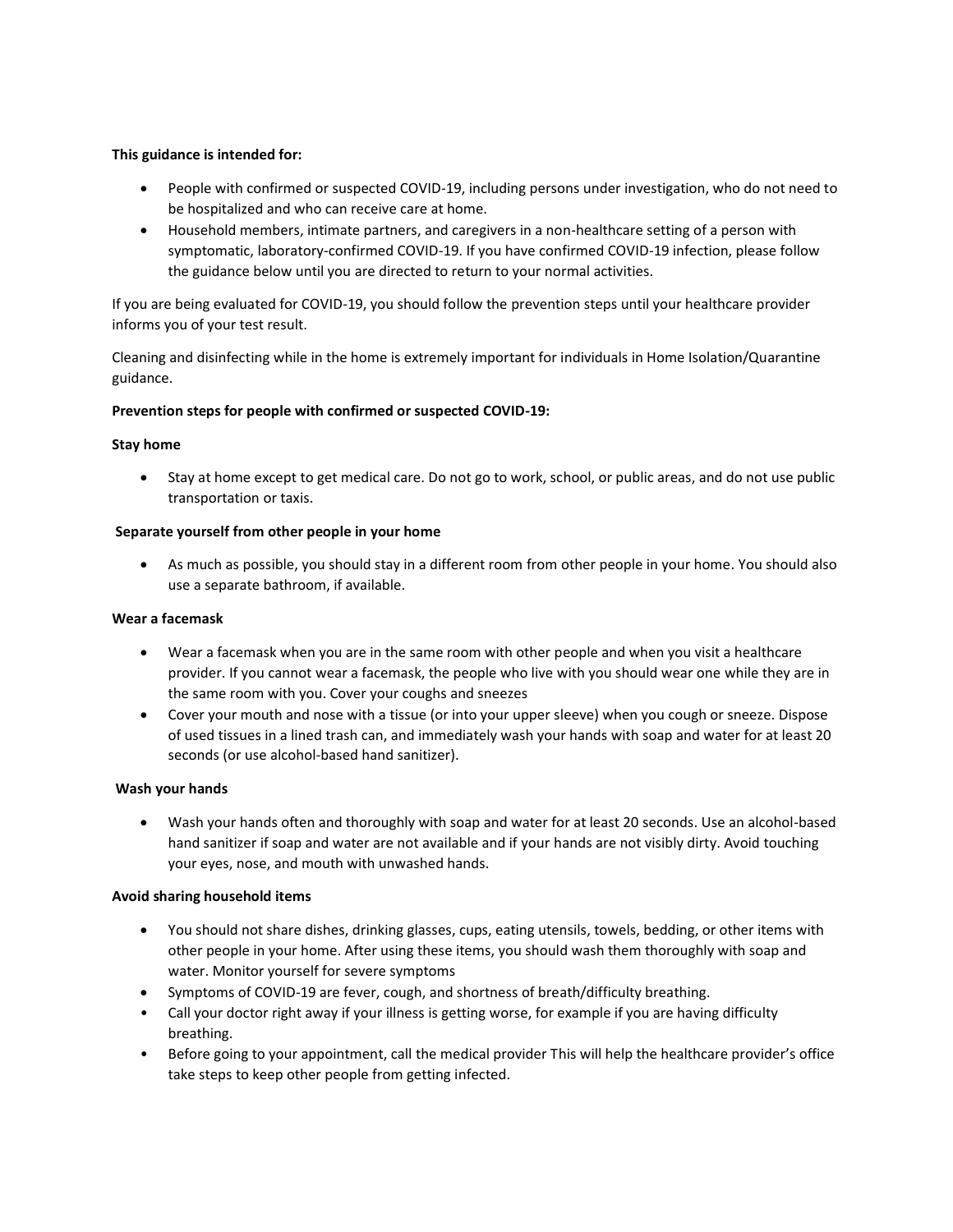**This guidance is intended for:**

- People with confirmed or suspected COVID-19, including persons under investigation, who do not need to be hospitalized and who can receive care at home.
- Household members, intimate partners, and caregivers in a non-healthcare setting of a person with symptomatic, laboratory-confirmed COVID-19. If you have confirmed COVID-19 infection, please follow the guidance below until you are directed to return to your normal activities.

If you are being evaluated for COVID-19, you should follow the prevention steps until your healthcare provider informs you of your test result.

Cleaning and disinfecting while in the home is extremely important for individuals in Home Isolation/Quarantine guidance.

**Prevention steps for people with confirmed or suspected COVID-19:**

**Stay home**

- Stay at home except to get medical care. Do not go to work, school, or public areas, and do not use public transportation or taxis.

**Separate yourself from other people in your home**

- As much as possible, you should stay in a different room from other people in your home. You should also use a separate bathroom, if available.

**Wear a facemask**

- Wear a facemask when you are in the same room with other people and when you visit a healthcare provider. If you cannot wear a facemask, the people who live with you should wear one while they are in the same room with you. Cover your coughs and sneezes
- Cover your mouth and nose with a tissue (or into your upper sleeve) when you cough or sneeze. Dispose of used tissues in a lined trash can, and immediately wash your hands with soap and water for at least 20 seconds (or use alcohol-based hand sanitizer).

**Wash your hands**

- Wash your hands often and thoroughly with soap and water for at least 20 seconds. Use an alcohol-based hand sanitizer if soap and water are not available and if your hands are not visibly dirty. Avoid touching your eyes, nose, and mouth with unwashed hands.

**Avoid sharing household items**

- You should not share dishes, drinking glasses, cups, eating utensils, towels, bedding, or other items with other people in your home. After using these items, you should wash them thoroughly with soap and water. Monitor yourself for severe symptoms
- Symptoms of COVID-19 are fever, cough, and shortness of breath/difficulty breathing.
- Call your doctor right away if your illness is getting worse, for example if you are having difficulty breathing.
- Before going to your appointment, call the medical provider This will help the healthcare provider's office take steps to keep other people from getting infected.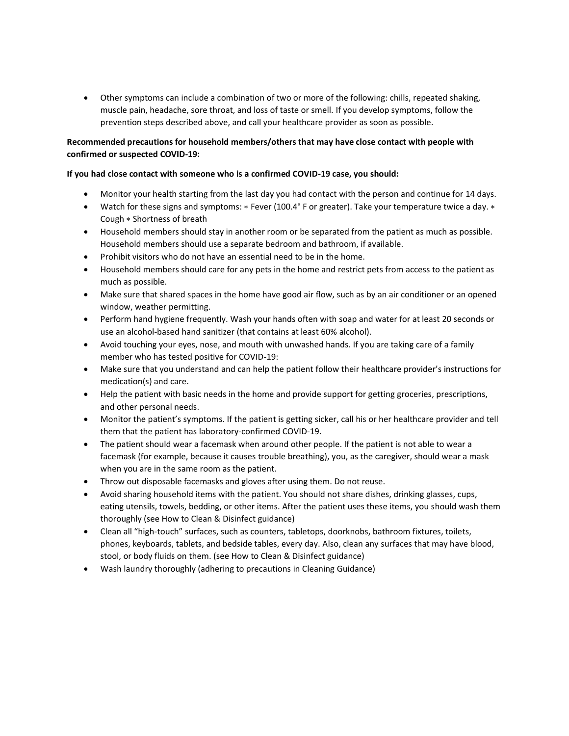- Other symptoms can include a combination of two or more of the following: chills, repeated shaking, muscle pain, headache, sore throat, and loss of taste or smell. If you develop symptoms, follow the prevention steps described above, and call your healthcare provider as soon as possible.

**Recommended precautions for household members/others that may have close contact with people with confirmed or suspected COVID-19:**

**If you had close contact with someone who is a confirmed COVID-19 case, you should:**

- Monitor your health starting from the last day you had contact with the person and continue for 14 days.
- Watch for these signs and symptoms: ∗ Fever (100.4° F or greater). Take your temperature twice a day. ∗ Cough ∗ Shortness of breath
- Household members should stay in another room or be separated from the patient as much as possible. Household members should use a separate bedroom and bathroom, if available.
- Prohibit visitors who do not have an essential need to be in the home.
- Household members should care for any pets in the home and restrict pets from access to the patient as much as possible.
- Make sure that shared spaces in the home have good air flow, such as by an air conditioner or an opened window, weather permitting.
- Perform hand hygiene frequently. Wash your hands often with soap and water for at least 20 seconds or use an alcohol-based hand sanitizer (that contains at least 60% alcohol).
- Avoid touching your eyes, nose, and mouth with unwashed hands. If you are taking care of a family member who has tested positive for COVID-19:
- Make sure that you understand and can help the patient follow their healthcare provider's instructions for medication(s) and care.
- Help the patient with basic needs in the home and provide support for getting groceries, prescriptions, and other personal needs.
- Monitor the patient's symptoms. If the patient is getting sicker, call his or her healthcare provider and tell them that the patient has laboratory-confirmed COVID-19.
- The patient should wear a facemask when around other people. If the patient is not able to wear a facemask (for example, because it causes trouble breathing), you, as the caregiver, should wear a mask when you are in the same room as the patient.
- Throw out disposable facemasks and gloves after using them. Do not reuse.
- Avoid sharing household items with the patient. You should not share dishes, drinking glasses, cups, eating utensils, towels, bedding, or other items. After the patient uses these items, you should wash them thoroughly (see How to Clean & Disinfect guidance)
- Clean all "high-touch" surfaces, such as counters, tabletops, doorknobs, bathroom fixtures, toilets, phones, keyboards, tablets, and bedside tables, every day. Also, clean any surfaces that may have blood, stool, or body fluids on them. (see How to Clean & Disinfect guidance)
- Wash laundry thoroughly (adhering to precautions in Cleaning Guidance)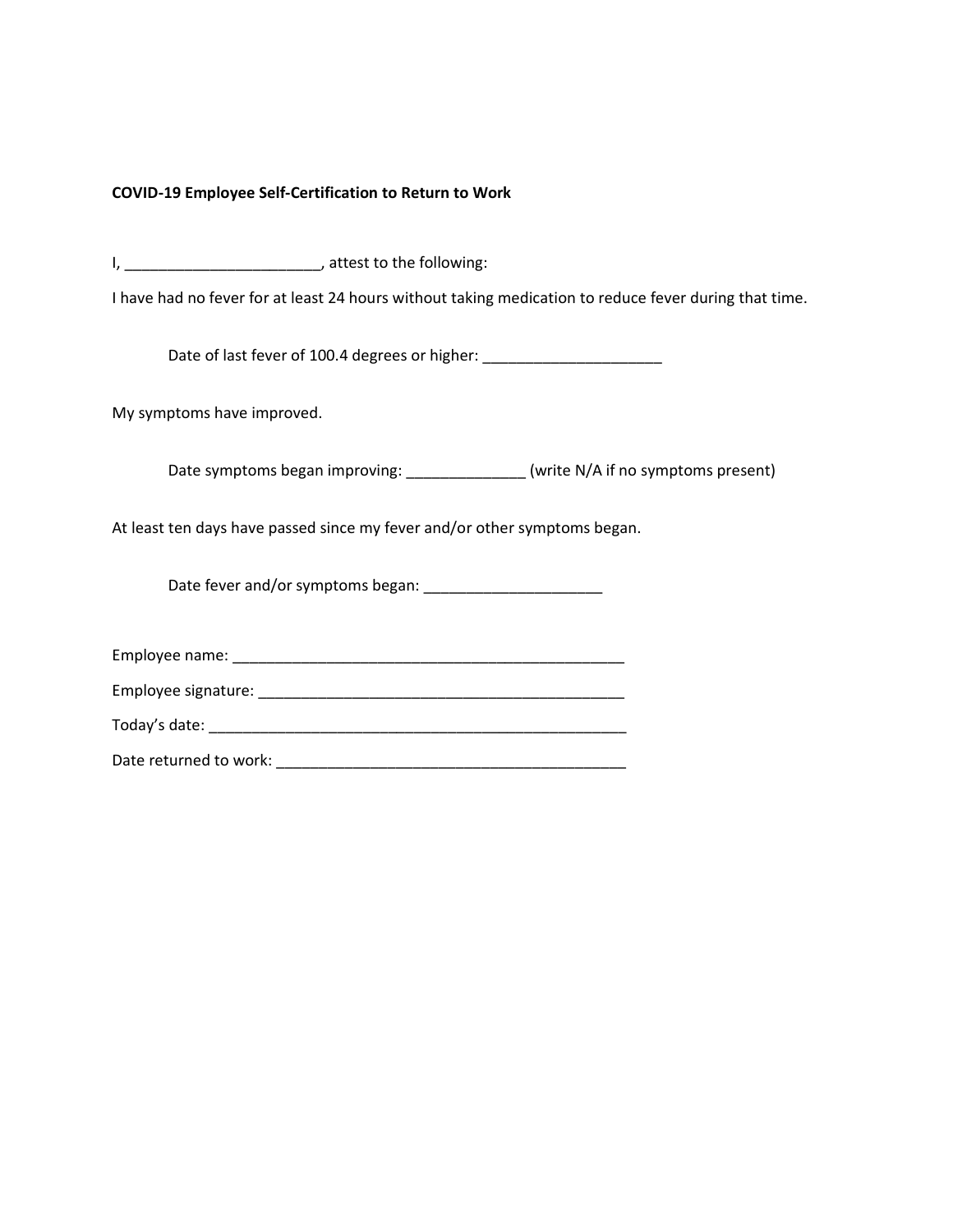**COVID-19 Employee Self-Certification to Return to Work**

I, ______________________, attest to the following:

I have had no fever for at least 24 hours without taking medication to reduce fever during that time.

Date of last fever of 100.4 degrees or higher: _____________________

My symptoms have improved.

Date symptoms began improving: ______________ (write N/A if no symptoms present)

At least ten days have passed since my fever and/or other symptoms began.

Date fever and/or symptoms began: _____________________

Employee name: _______________________________________________

Employee signature: ____________________________________________

Today's date: __________________________________________________

Date returned to work: __________________________________________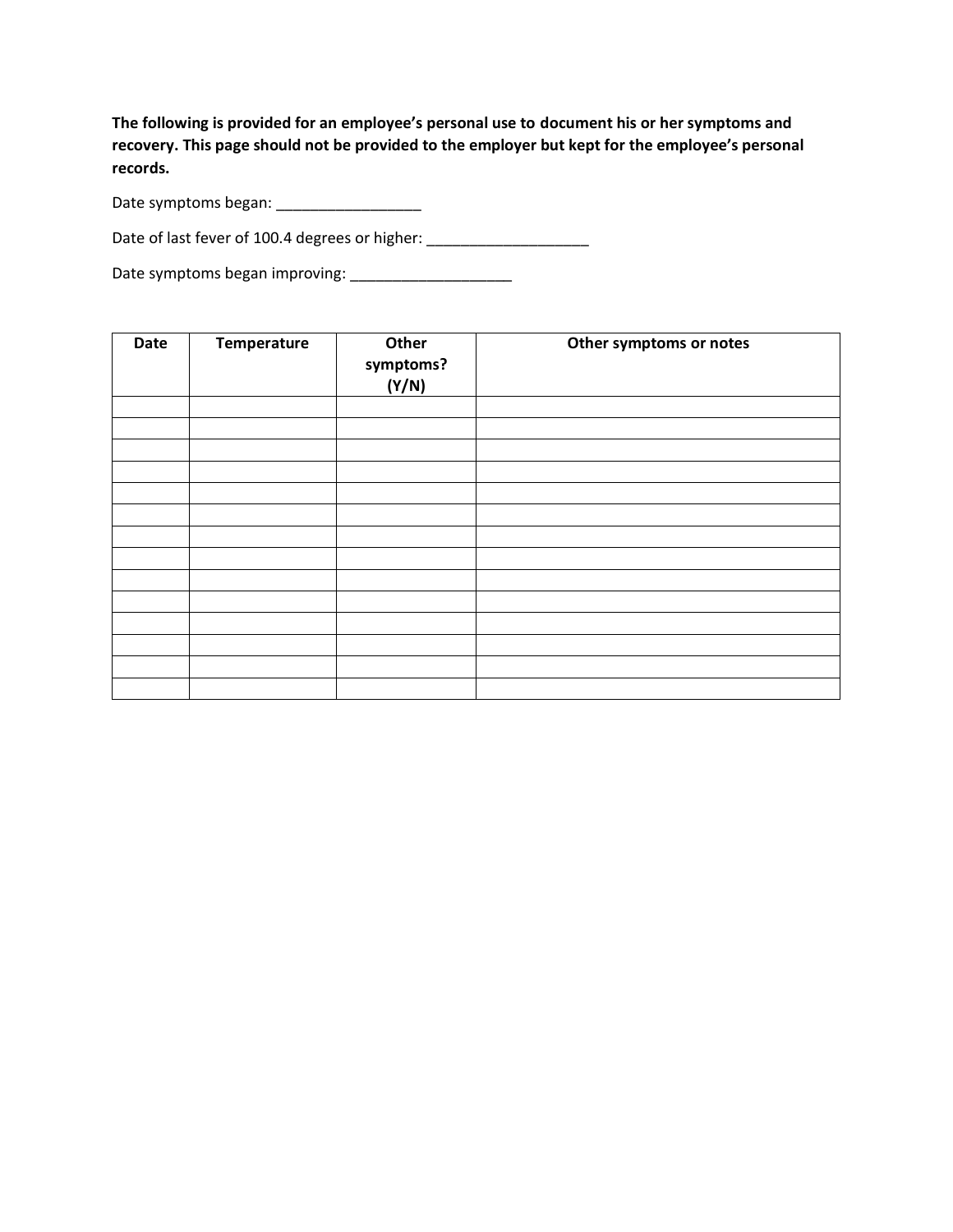**The following is provided for an employee's personal use to document his or her symptoms and recovery. This page should not be provided to the employer but kept for the employee's personal records.**

Date symptoms began: _________________

Date of last fever of 100.4 degrees or higher: ___________________

Date symptoms began improving: ___________________

| Date | Temperature | Other symptoms? (Y/N) | Other symptoms or notes |
|---|---|---|---|
| | | | |
| | | | |
| | | | |
| | | | |
| | | | |
| | | | |
| | | | |
| | | | |
| | | | |
| | | | |
| | | | |
| | | | |
| | | | |
| | | | |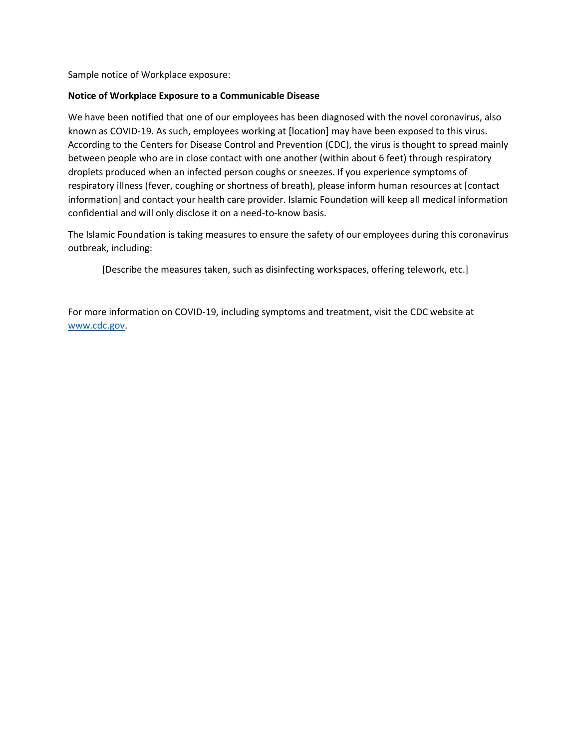Sample notice of Workplace exposure:

**Notice of Workplace Exposure to a Communicable Disease**

We have been notified that one of our employees has been diagnosed with the novel coronavirus, also known as COVID-19. As such, employees working at [location] may have been exposed to this virus. According to the Centers for Disease Control and Prevention (CDC), the virus is thought to spread mainly between people who are in close contact with one another (within about 6 feet) through respiratory droplets produced when an infected person coughs or sneezes. If you experience symptoms of respiratory illness (fever, coughing or shortness of breath), please inform human resources at [contact information] and contact your health care provider. Islamic Foundation will keep all medical information confidential and will only disclose it on a need-to-know basis.

The Islamic Foundation is taking measures to ensure the safety of our employees during this coronavirus outbreak, including:

> [Describe the measures taken, such as disinfecting workspaces, offering telework, etc.]

For more information on COVID-19, including symptoms and treatment, visit the CDC website at [www.cdc.gov](http://www.cdc.gov).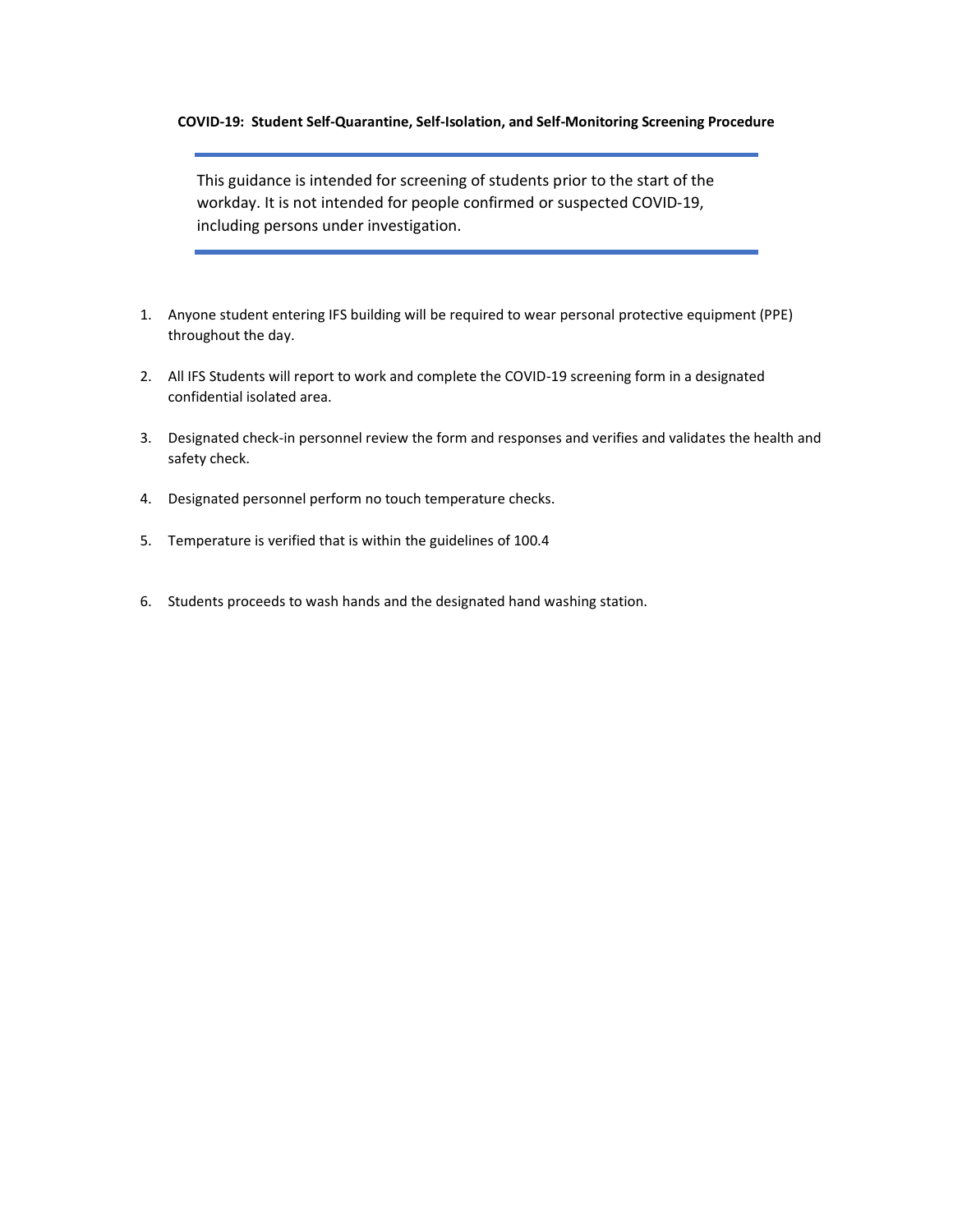**COVID-19: Student Self-Quarantine, Self-Isolation, and Self-Monitoring Screening Procedure**

---

This guidance is intended for screening of students prior to the start of the workday. It is not intended for people confirmed or suspected COVID-19, including persons under investigation.

---

1. Anyone student entering IFS building will be required to wear personal protective equipment (PPE) throughout the day.

2. All IFS Students will report to work and complete the COVID-19 screening form in a designated confidential isolated area.

3. Designated check-in personnel review the form and responses and verifies and validates the health and safety check.

4. Designated personnel perform no touch temperature checks.

5. Temperature is verified that is within the guidelines of 100.4

6. Students proceeds to wash hands and the designated hand washing station.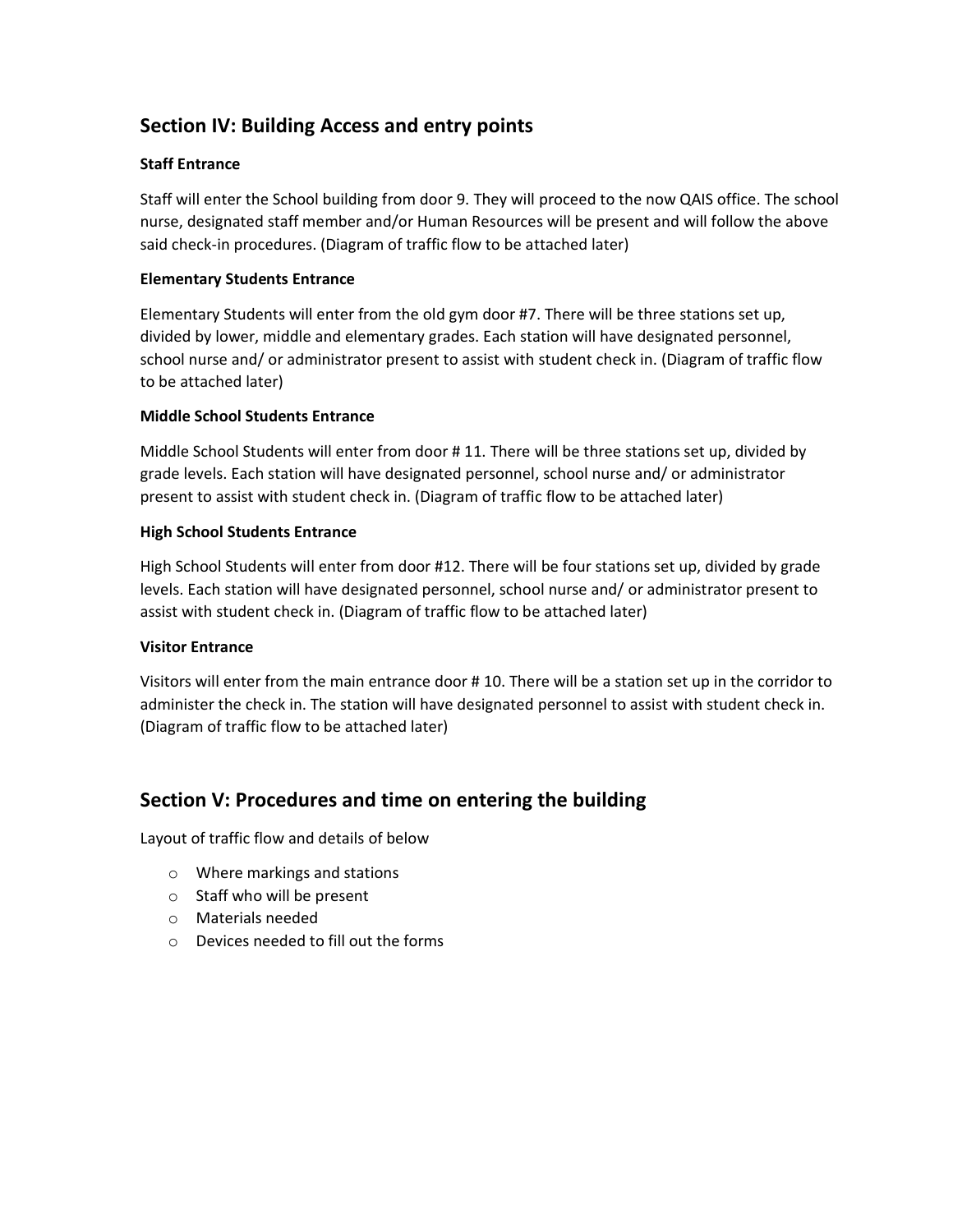## Section IV: Building Access and entry points

**Staff Entrance**

Staff will enter the School building from door 9. They will proceed to the now QAIS office. The school nurse, designated staff member and/or Human Resources will be present and will follow the above said check-in procedures. (Diagram of traffic flow to be attached later)

**Elementary Students Entrance**

Elementary Students will enter from the old gym door #7. There will be three stations set up, divided by lower, middle and elementary grades. Each station will have designated personnel, school nurse and/ or administrator present to assist with student check in. (Diagram of traffic flow to be attached later)

**Middle School Students Entrance**

Middle School Students will enter from door # 11. There will be three stations set up, divided by grade levels. Each station will have designated personnel, school nurse and/ or administrator present to assist with student check in. (Diagram of traffic flow to be attached later)

**High School Students Entrance**

High School Students will enter from door #12. There will be four stations set up, divided by grade levels. Each station will have designated personnel, school nurse and/ or administrator present to assist with student check in. (Diagram of traffic flow to be attached later)

**Visitor Entrance**

Visitors will enter from the main entrance door # 10. There will be a station set up in the corridor to administer the check in. The station will have designated personnel to assist with student check in. (Diagram of traffic flow to be attached later)

## Section V: Procedures and time on entering the building

Layout of traffic flow and details of below

- Where markings and stations
- Staff who will be present
- Materials needed
- Devices needed to fill out the forms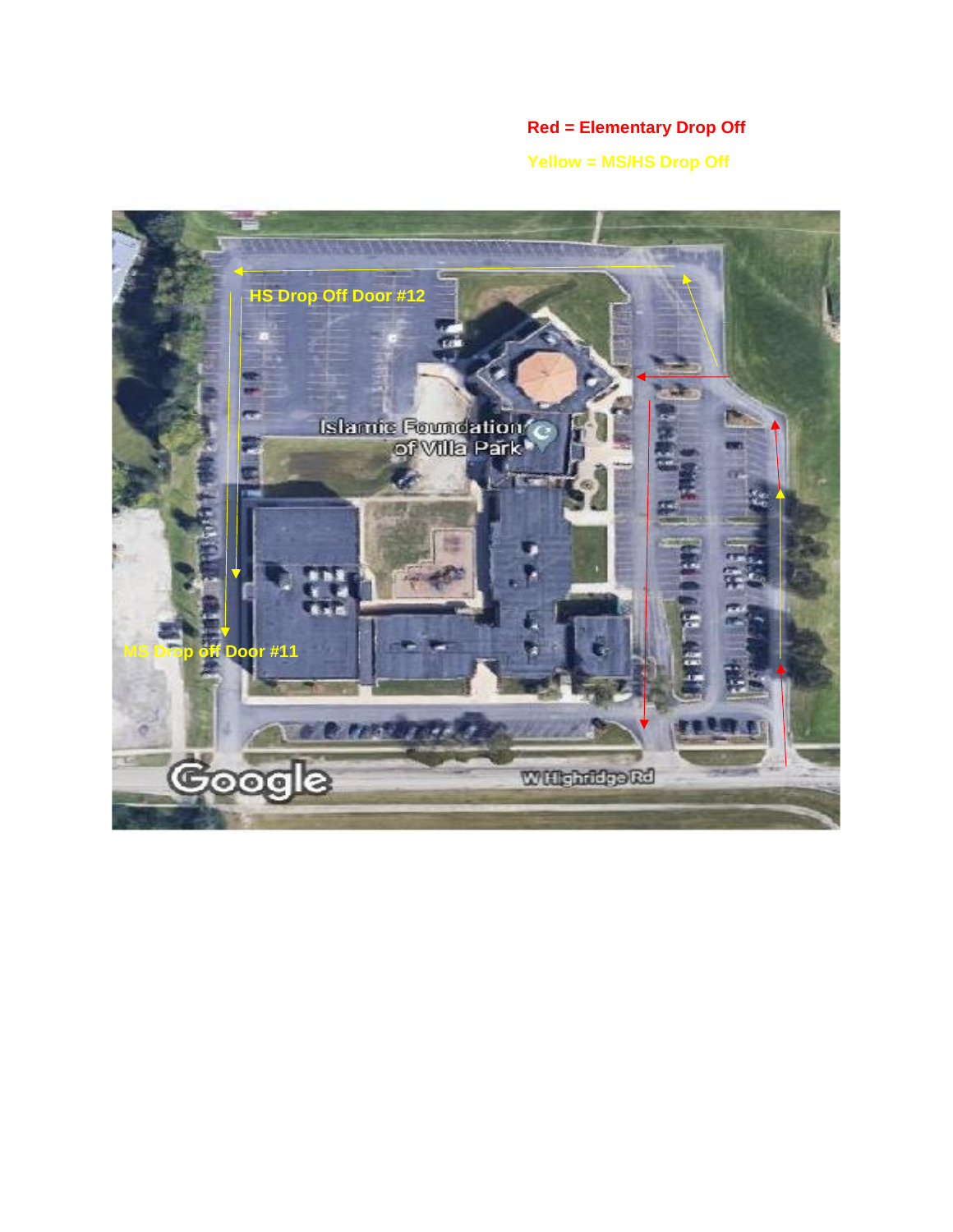**Red = Elementary Drop Off**

**Yellow = MS/HS Drop Off**

HS Drop Off Door #12

Islamic Foundation of Villa Park

MS Drop off Door #11

W Highridge Rd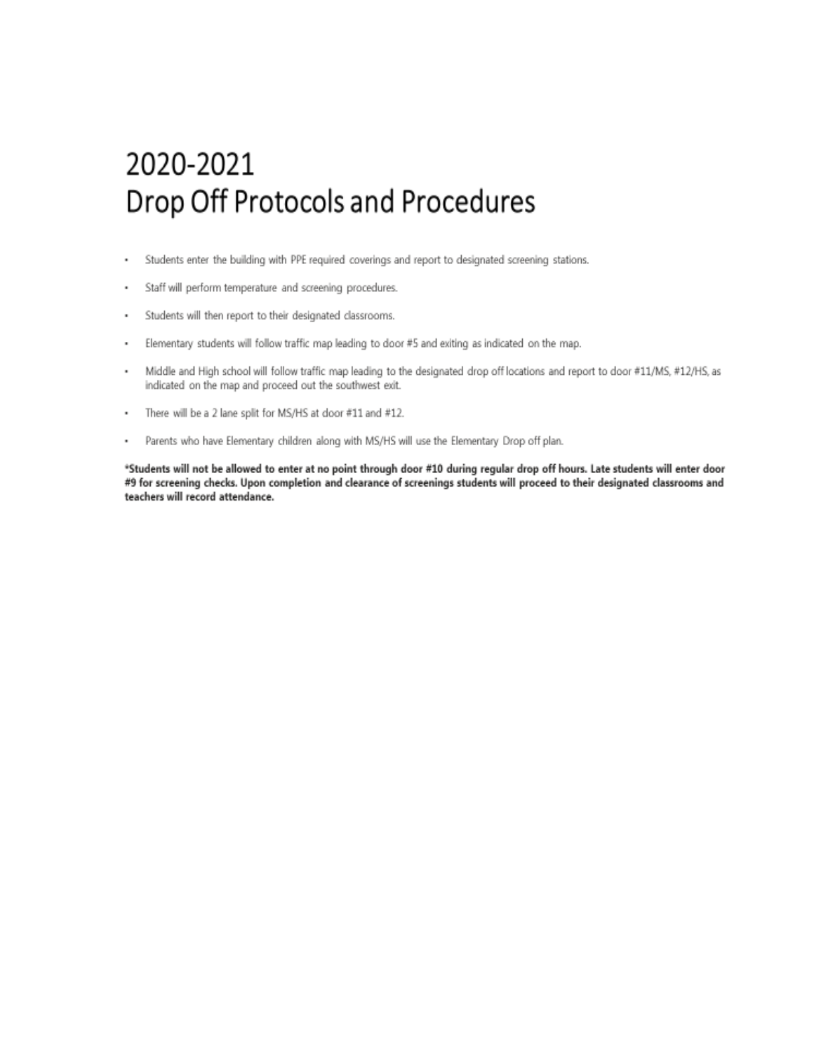# 2020-2021
# Drop Off Protocols and Procedures

- Students enter the building with PPE required coverings and report to designated screening stations.
- Staff will perform temperature and screening procedures.
- Students will then report to their designated classrooms.
- Elementary students will follow traffic map leading to door #5 and exiting as indicated on the map.
- Middle and High school will follow traffic map leading to the designated drop off locations and report to door #11/MS, #12/HS, as indicated on the map and proceed out the southwest exit.
- There will be a 2 lane split for MS/HS at door #11 and #12.
- Parents who have Elementary children along with MS/HS will use the Elementary Drop off plan.

**\*Students will not be allowed to enter at no point through door #10 during regular drop off hours. Late students will enter door #9 for screening checks. Upon completion and clearance of screenings students will proceed to their designated classrooms and teachers will record attendance.**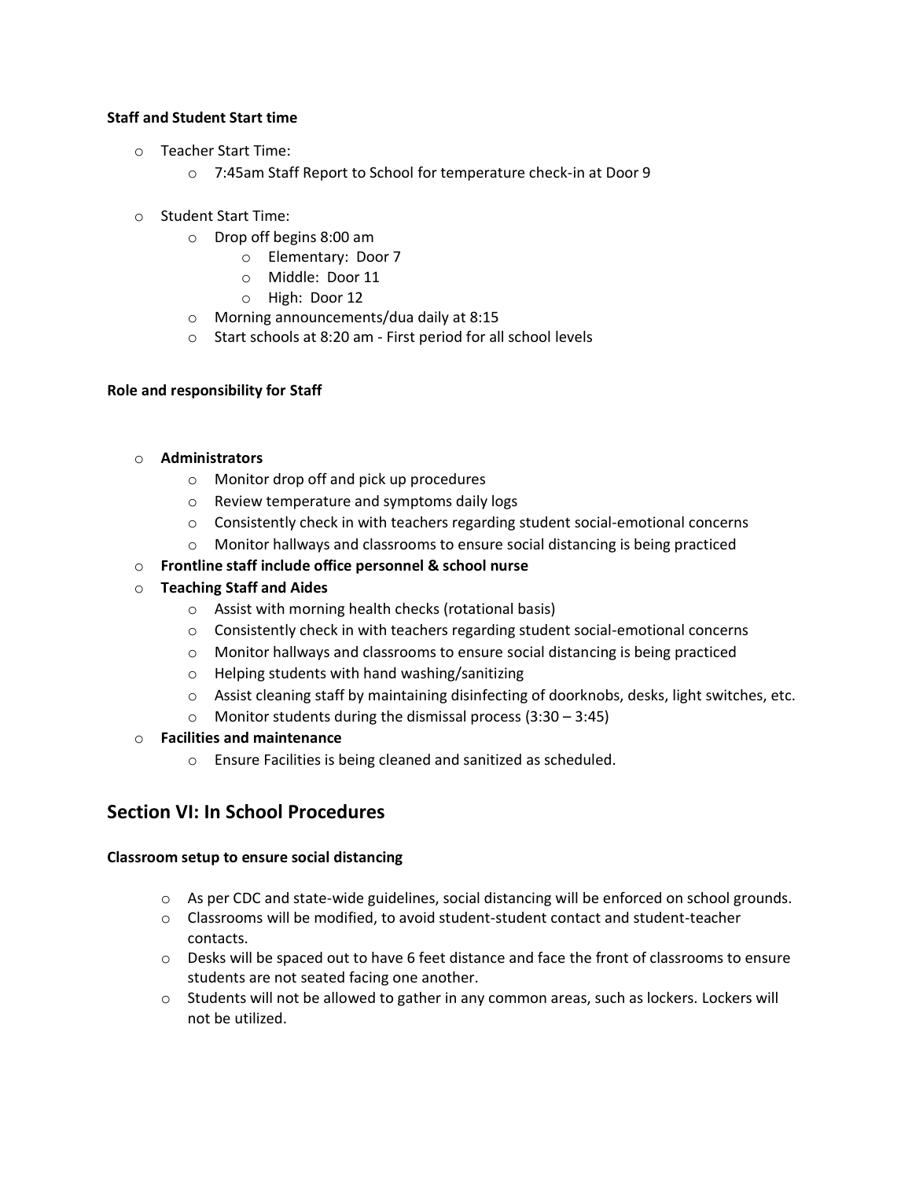**Staff and Student Start time**

- Teacher Start Time:
  - 7:45am Staff Report to School for temperature check-in at Door 9
- Student Start Time:
  - Drop off begins 8:00 am
    - Elementary: Door 7
    - Middle: Door 11
    - High: Door 12
  - Morning announcements/dua daily at 8:15
  - Start schools at 8:20 am - First period for all school levels

**Role and responsibility for Staff**

- **Administrators**
  - Monitor drop off and pick up procedures
  - Review temperature and symptoms daily logs
  - Consistently check in with teachers regarding student social-emotional concerns
  - Monitor hallways and classrooms to ensure social distancing is being practiced
- **Frontline staff include office personnel & school nurse**
- **Teaching Staff and Aides**
  - Assist with morning health checks (rotational basis)
  - Consistently check in with teachers regarding student social-emotional concerns
  - Monitor hallways and classrooms to ensure social distancing is being practiced
  - Helping students with hand washing/sanitizing
  - Assist cleaning staff by maintaining disinfecting of doorknobs, desks, light switches, etc.
  - Monitor students during the dismissal process (3:30 – 3:45)
- **Facilities and maintenance**
  - Ensure Facilities is being cleaned and sanitized as scheduled.

## Section VI: In School Procedures

**Classroom setup to ensure social distancing**

- As per CDC and state-wide guidelines, social distancing will be enforced on school grounds.
- Classrooms will be modified, to avoid student-student contact and student-teacher contacts.
- Desks will be spaced out to have 6 feet distance and face the front of classrooms to ensure students are not seated facing one another.
- Students will not be allowed to gather in any common areas, such as lockers. Lockers will not be utilized.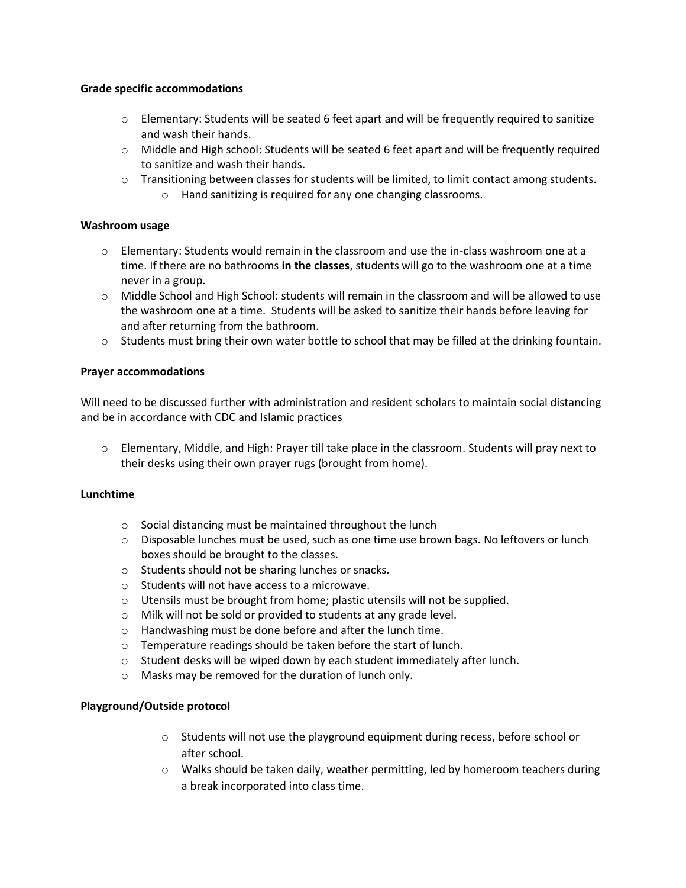**Grade specific accommodations**

- Elementary: Students will be seated 6 feet apart and will be frequently required to sanitize and wash their hands.
- Middle and High school: Students will be seated 6 feet apart and will be frequently required to sanitize and wash their hands.
- Transitioning between classes for students will be limited, to limit contact among students.
  - Hand sanitizing is required for any one changing classrooms.

**Washroom usage**

- Elementary: Students would remain in the classroom and use the in-class washroom one at a time. If there are no bathrooms **in the classes**, students will go to the washroom one at a time never in a group.
- Middle School and High School: students will remain in the classroom and will be allowed to use the washroom one at a time. Students will be asked to sanitize their hands before leaving for and after returning from the bathroom.
- Students must bring their own water bottle to school that may be filled at the drinking fountain.

**Prayer accommodations**

Will need to be discussed further with administration and resident scholars to maintain social distancing and be in accordance with CDC and Islamic practices

- Elementary, Middle, and High: Prayer till take place in the classroom. Students will pray next to their desks using their own prayer rugs (brought from home).

**Lunchtime**

- Social distancing must be maintained throughout the lunch
- Disposable lunches must be used, such as one time use brown bags. No leftovers or lunch boxes should be brought to the classes.
- Students should not be sharing lunches or snacks.
- Students will not have access to a microwave.
- Utensils must be brought from home; plastic utensils will not be supplied.
- Milk will not be sold or provided to students at any grade level.
- Handwashing must be done before and after the lunch time.
- Temperature readings should be taken before the start of lunch.
- Student desks will be wiped down by each student immediately after lunch.
- Masks may be removed for the duration of lunch only.

**Playground/Outside protocol**

- Students will not use the playground equipment during recess, before school or after school.
- Walks should be taken daily, weather permitting, led by homeroom teachers during a break incorporated into class time.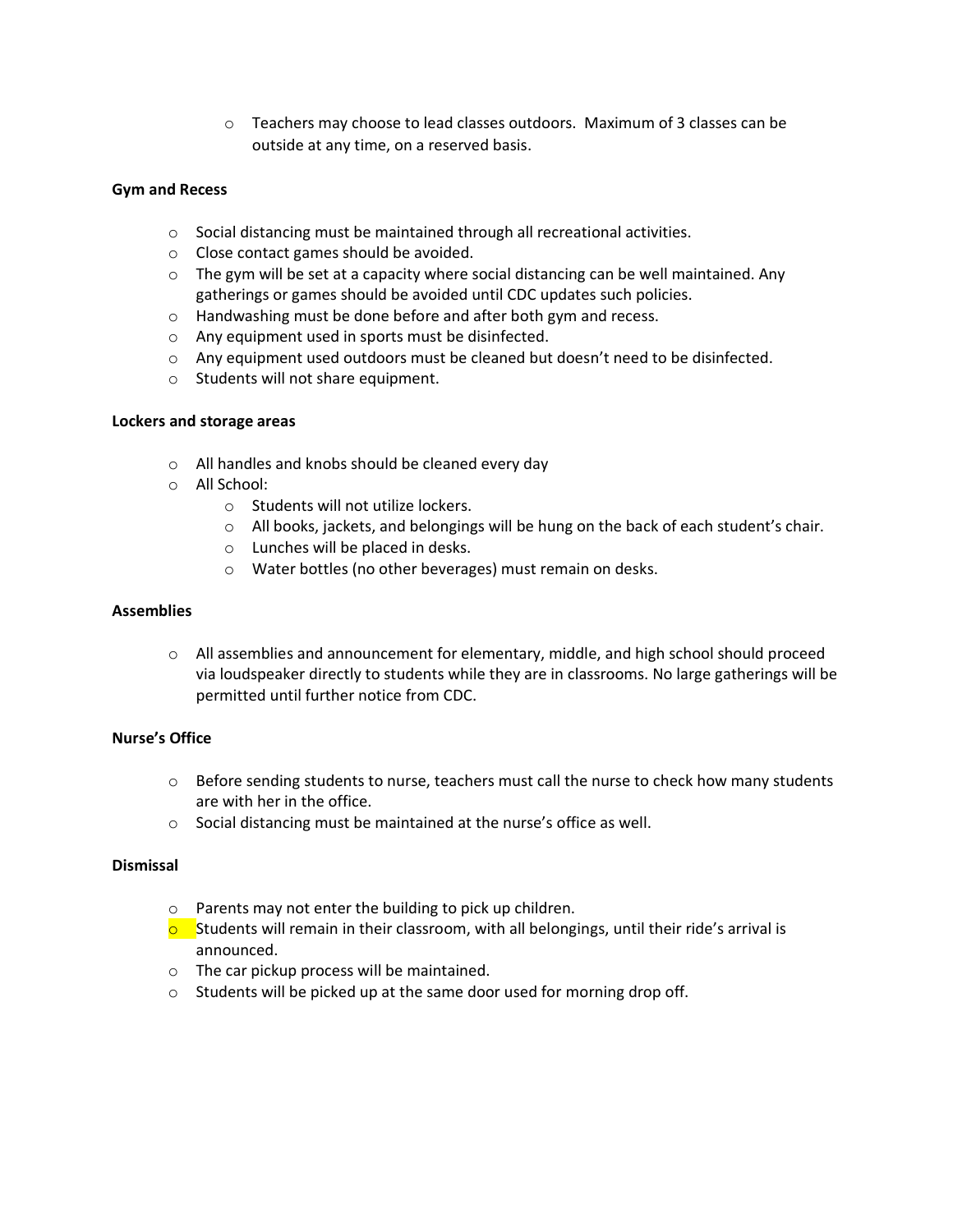- Teachers may choose to lead classes outdoors. Maximum of 3 classes can be outside at any time, on a reserved basis.

**Gym and Recess**

- Social distancing must be maintained through all recreational activities.
- Close contact games should be avoided.
- The gym will be set at a capacity where social distancing can be well maintained. Any gatherings or games should be avoided until CDC updates such policies.
- Handwashing must be done before and after both gym and recess.
- Any equipment used in sports must be disinfected.
- Any equipment used outdoors must be cleaned but doesn't need to be disinfected.
- Students will not share equipment.

**Lockers and storage areas**

- All handles and knobs should be cleaned every day
- All School:
   - Students will not utilize lockers.
   - All books, jackets, and belongings will be hung on the back of each student's chair.
   - Lunches will be placed in desks.
   - Water bottles (no other beverages) must remain on desks.

**Assemblies**

- All assemblies and announcement for elementary, middle, and high school should proceed via loudspeaker directly to students while they are in classrooms. No large gatherings will be permitted until further notice from CDC.

**Nurse's Office**

- Before sending students to nurse, teachers must call the nurse to check how many students are with her in the office.
- Social distancing must be maintained at the nurse's office as well.

**Dismissal**

- Parents may not enter the building to pick up children.
- Students will remain in their classroom, with all belongings, until their ride's arrival is announced.
- The car pickup process will be maintained.
- Students will be picked up at the same door used for morning drop off.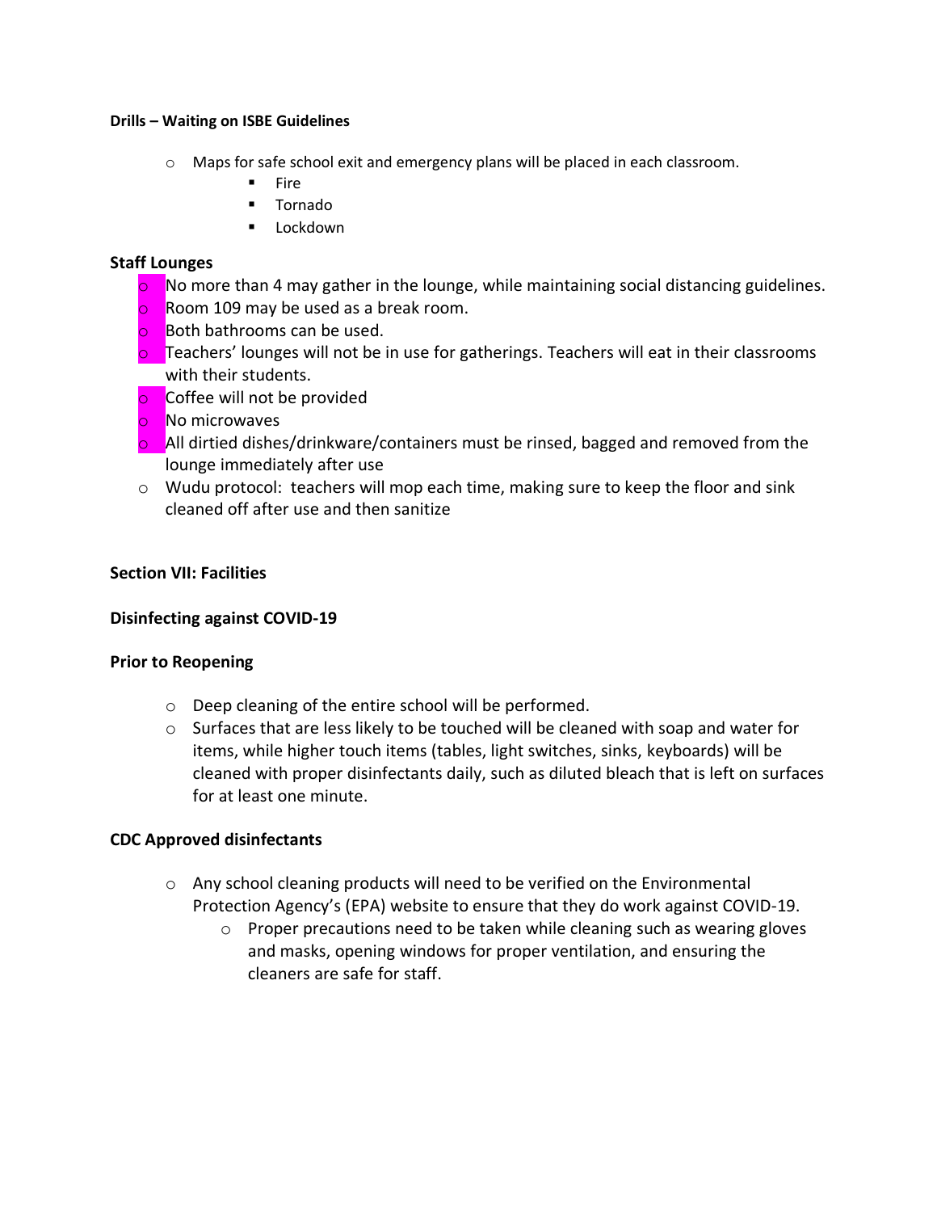**Drills – Waiting on ISBE Guidelines**

- Maps for safe school exit and emergency plans will be placed in each classroom.
  - Fire
  - Tornado
  - Lockdown

**Staff Lounges**

- No more than 4 may gather in the lounge, while maintaining social distancing guidelines.
- Room 109 may be used as a break room.
- Both bathrooms can be used.
- Teachers' lounges will not be in use for gatherings. Teachers will eat in their classrooms with their students.
- Coffee will not be provided
- No microwaves
- All dirtied dishes/drinkware/containers must be rinsed, bagged and removed from the lounge immediately after use
- Wudu protocol: teachers will mop each time, making sure to keep the floor and sink cleaned off after use and then sanitize

**Section VII: Facilities**

**Disinfecting against COVID-19**

**Prior to Reopening**

- Deep cleaning of the entire school will be performed.
- Surfaces that are less likely to be touched will be cleaned with soap and water for items, while higher touch items (tables, light switches, sinks, keyboards) will be cleaned with proper disinfectants daily, such as diluted bleach that is left on surfaces for at least one minute.

**CDC Approved disinfectants**

- Any school cleaning products will need to be verified on the Environmental Protection Agency's (EPA) website to ensure that they do work against COVID-19.
  - Proper precautions need to be taken while cleaning such as wearing gloves and masks, opening windows for proper ventilation, and ensuring the cleaners are safe for staff.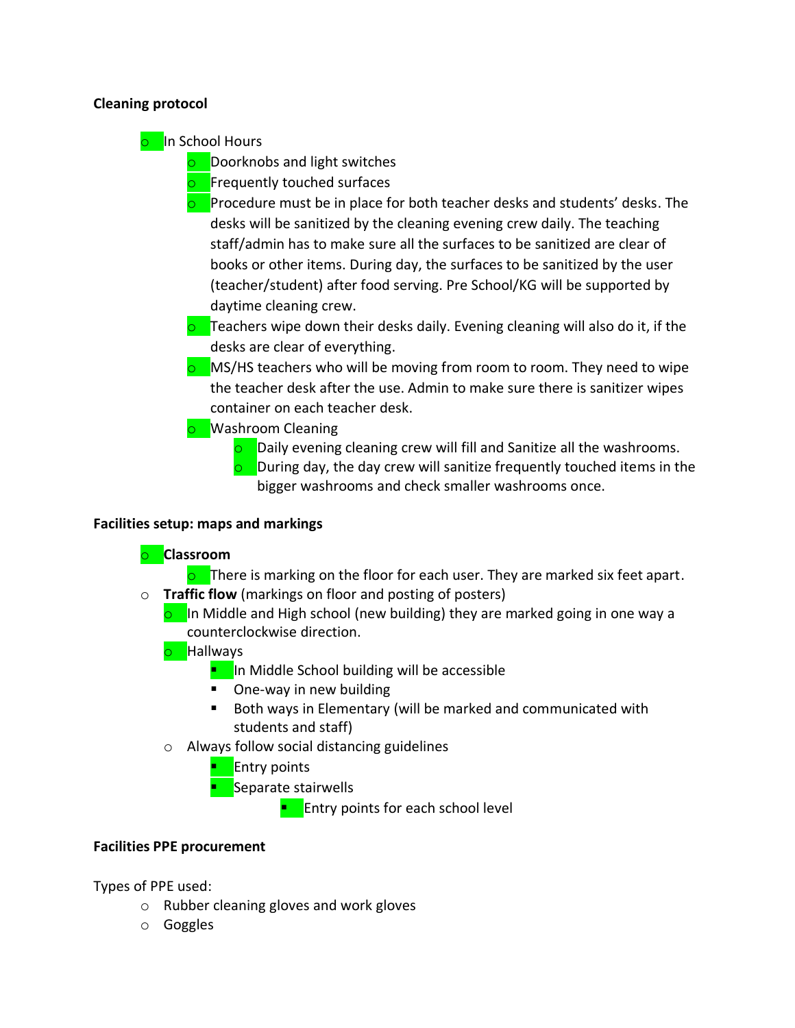**Cleaning protocol**

- In School Hours
    - Doorknobs and light switches
    - Frequently touched surfaces
    - Procedure must be in place for both teacher desks and students' desks. The desks will be sanitized by the cleaning evening crew daily. The teaching staff/admin has to make sure all the surfaces to be sanitized are clear of books or other items. During day, the surfaces to be sanitized by the user (teacher/student) after food serving. Pre School/KG will be supported by daytime cleaning crew.
    - Teachers wipe down their desks daily. Evening cleaning will also do it, if the desks are clear of everything.
    - MS/HS teachers who will be moving from room to room. They need to wipe the teacher desk after the use. Admin to make sure there is sanitizer wipes container on each teacher desk.
    - Washroom Cleaning
        - Daily evening cleaning crew will fill and Sanitize all the washrooms.
        - During day, the day crew will sanitize frequently touched items in the bigger washrooms and check smaller washrooms once.

**Facilities setup: maps and markings**

- **Classroom**
    - There is marking on the floor for each user. They are marked six feet apart.
- **Traffic flow** (markings on floor and posting of posters)
    - In Middle and High school (new building) they are marked going in one way a counterclockwise direction.
    - Hallways
        - In Middle School building will be accessible
        - One-way in new building
        - Both ways in Elementary (will be marked and communicated with students and staff)
    - Always follow social distancing guidelines
        - Entry points
        - Separate stairwells
            - Entry points for each school level

**Facilities PPE procurement**

Types of PPE used:

- Rubber cleaning gloves and work gloves
- Goggles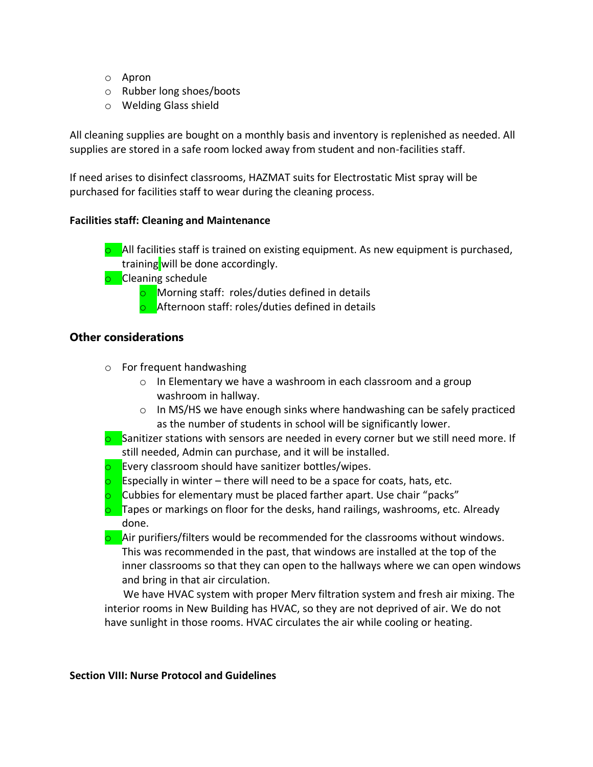- Apron
- Rubber long shoes/boots
- Welding Glass shield

All cleaning supplies are bought on a monthly basis and inventory is replenished as needed. All supplies are stored in a safe room locked away from student and non-facilities staff.

If need arises to disinfect classrooms, HAZMAT suits for Electrostatic Mist spray will be purchased for facilities staff to wear during the cleaning process.

**Facilities staff: Cleaning and Maintenance**

- All facilities staff is trained on existing equipment. As new equipment is purchased, training will be done accordingly.
- Cleaning schedule
  - Morning staff: roles/duties defined in details
  - Afternoon staff: roles/duties defined in details

## Other considerations

- For frequent handwashing
  - In Elementary we have a washroom in each classroom and a group washroom in hallway.
  - In MS/HS we have enough sinks where handwashing can be safely practiced as the number of students in school will be significantly lower.
- Sanitizer stations with sensors are needed in every corner but we still need more. If still needed, Admin can purchase, and it will be installed.
- Every classroom should have sanitizer bottles/wipes.
- Especially in winter – there will need to be a space for coats, hats, etc.
- Cubbies for elementary must be placed farther apart. Use chair "packs"
- Tapes or markings on floor for the desks, hand railings, washrooms, etc. Already done.
- Air purifiers/filters would be recommended for the classrooms without windows. This was recommended in the past, that windows are installed at the top of the inner classrooms so that they can open to the hallways where we can open windows and bring in that air circulation.

  We have HVAC system with proper Merv filtration system and fresh air mixing. The interior rooms in New Building has HVAC, so they are not deprived of air. We do not have sunlight in those rooms. HVAC circulates the air while cooling or heating.

**Section VIII: Nurse Protocol and Guidelines**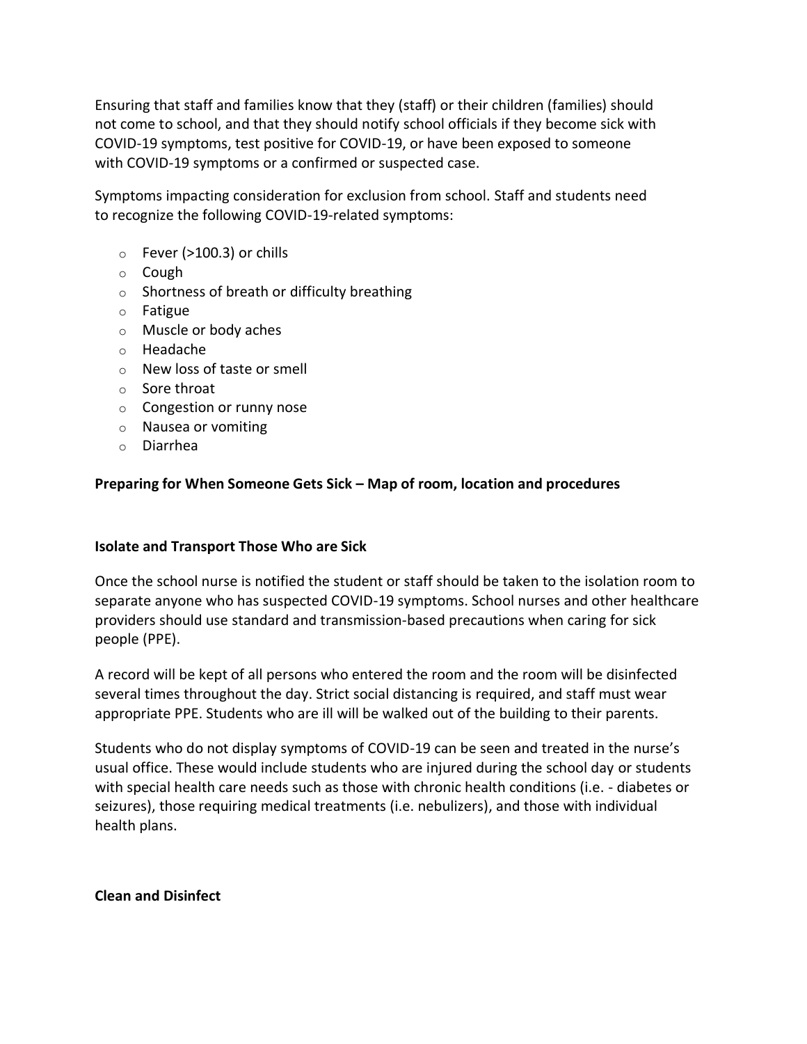Ensuring that staff and families know that they (staff) or their children (families) should not come to school, and that they should notify school officials if they become sick with COVID-19 symptoms, test positive for COVID-19, or have been exposed to someone with COVID-19 symptoms or a confirmed or suspected case.

Symptoms impacting consideration for exclusion from school. Staff and students need to recognize the following COVID-19-related symptoms:

- Fever (>100.3) or chills
- Cough
- Shortness of breath or difficulty breathing
- Fatigue
- Muscle or body aches
- Headache
- New loss of taste or smell
- Sore throat
- Congestion or runny nose
- Nausea or vomiting
- Diarrhea

**Preparing for When Someone Gets Sick – Map of room, location and procedures**

**Isolate and Transport Those Who are Sick**

Once the school nurse is notified the student or staff should be taken to the isolation room to separate anyone who has suspected COVID-19 symptoms. School nurses and other healthcare providers should use standard and transmission-based precautions when caring for sick people (PPE).

A record will be kept of all persons who entered the room and the room will be disinfected several times throughout the day. Strict social distancing is required, and staff must wear appropriate PPE. Students who are ill will be walked out of the building to their parents.

Students who do not display symptoms of COVID-19 can be seen and treated in the nurse's usual office. These would include students who are injured during the school day or students with special health care needs such as those with chronic health conditions (i.e. - diabetes or seizures), those requiring medical treatments (i.e. nebulizers), and those with individual health plans.

**Clean and Disinfect**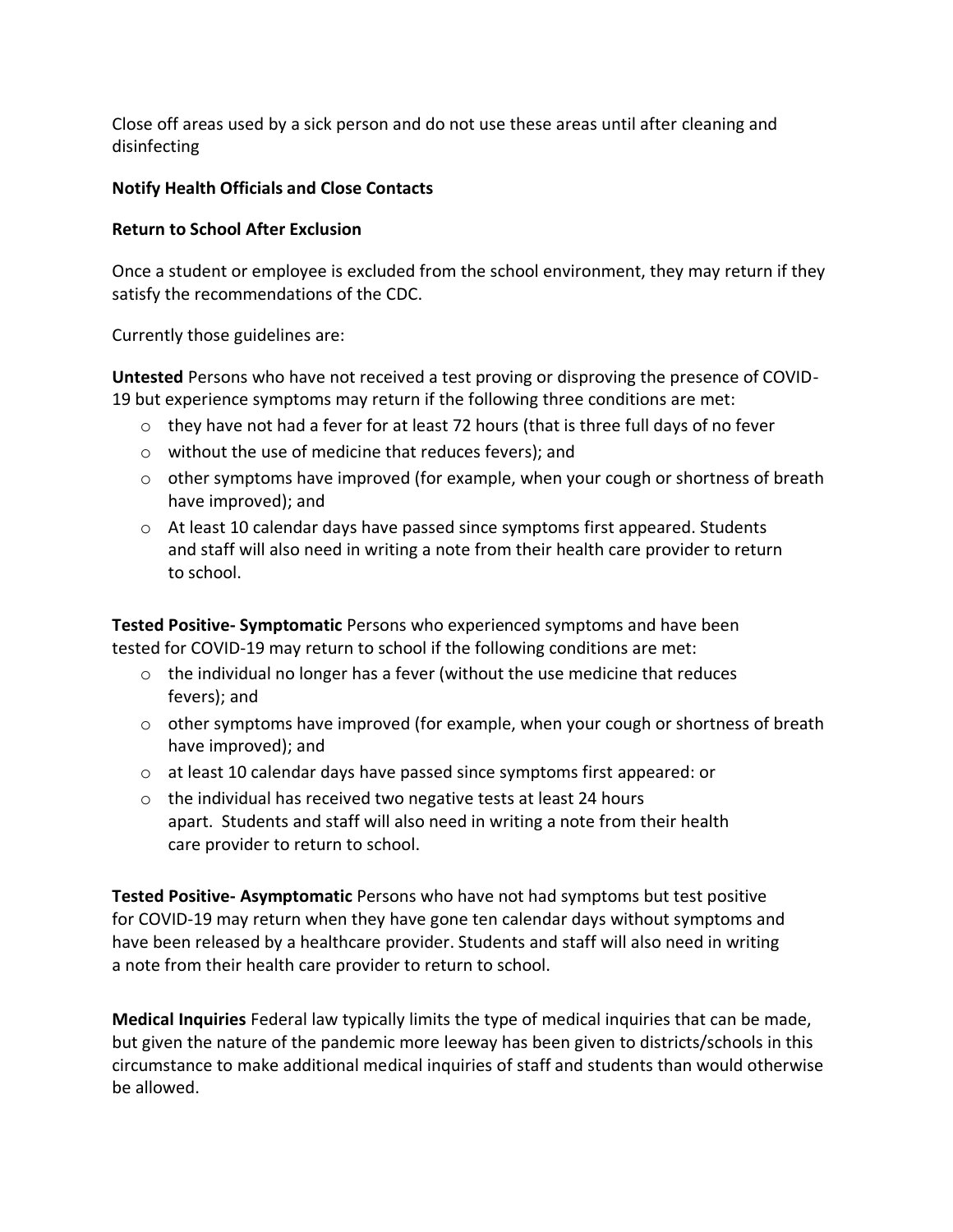Close off areas used by a sick person and do not use these areas until after cleaning and disinfecting

**Notify Health Officials and Close Contacts**

**Return to School After Exclusion**

Once a student or employee is excluded from the school environment, they may return if they satisfy the recommendations of the CDC.

Currently those guidelines are:

**Untested** Persons who have not received a test proving or disproving the presence of COVID-19 but experience symptoms may return if the following three conditions are met:

- they have not had a fever for at least 72 hours (that is three full days of no fever
- without the use of medicine that reduces fevers); and
- other symptoms have improved (for example, when your cough or shortness of breath have improved); and
- At least 10 calendar days have passed since symptoms first appeared. Students and staff will also need in writing a note from their health care provider to return to school.

**Tested Positive- Symptomatic** Persons who experienced symptoms and have been tested for COVID-19 may return to school if the following conditions are met:

- the individual no longer has a fever (without the use medicine that reduces fevers); and
- other symptoms have improved (for example, when your cough or shortness of breath have improved); and
- at least 10 calendar days have passed since symptoms first appeared: or
- the individual has received two negative tests at least 24 hours apart. Students and staff will also need in writing a note from their health care provider to return to school.

**Tested Positive- Asymptomatic** Persons who have not had symptoms but test positive for COVID-19 may return when they have gone ten calendar days without symptoms and have been released by a healthcare provider. Students and staff will also need in writing a note from their health care provider to return to school.

**Medical Inquiries** Federal law typically limits the type of medical inquiries that can be made, but given the nature of the pandemic more leeway has been given to districts/schools in this circumstance to make additional medical inquiries of staff and students than would otherwise be allowed.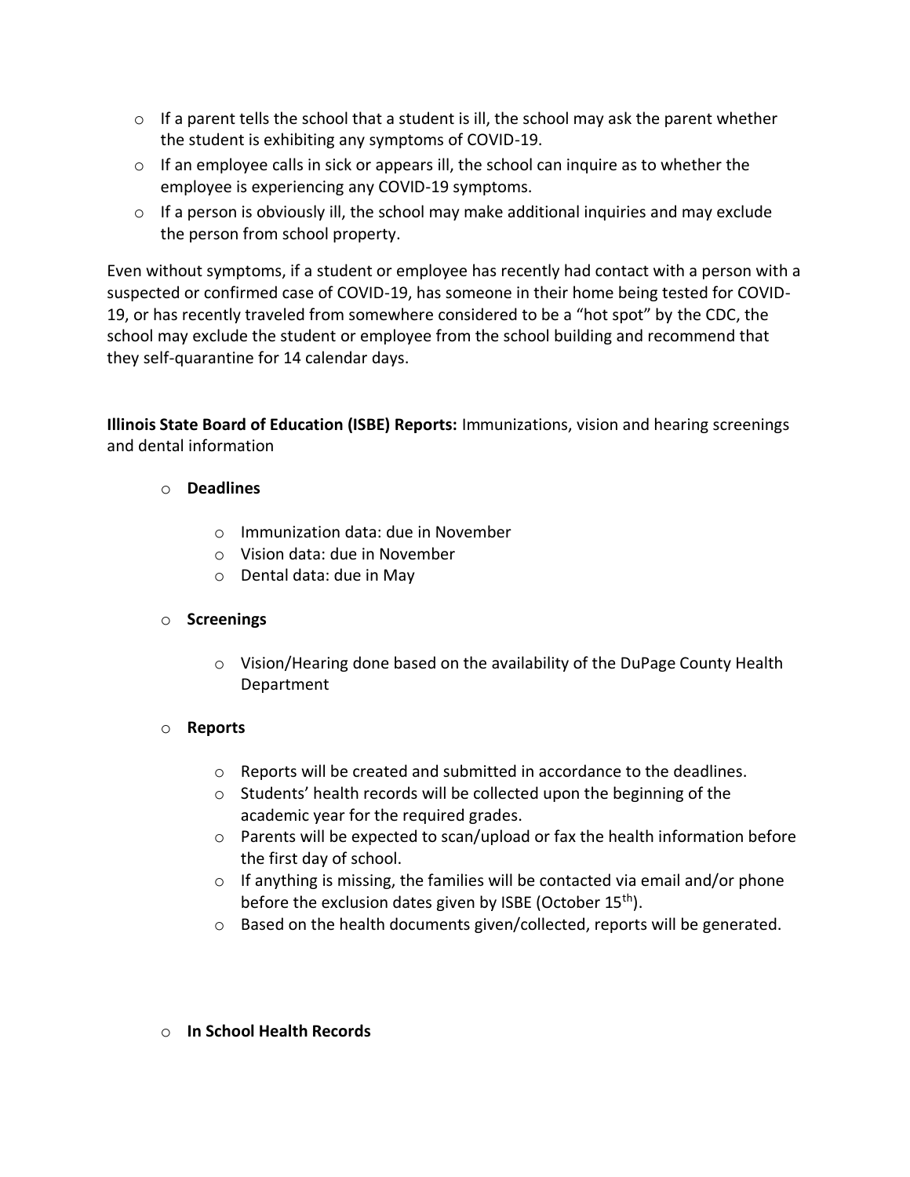- If a parent tells the school that a student is ill, the school may ask the parent whether the student is exhibiting any symptoms of COVID-19.
- If an employee calls in sick or appears ill, the school can inquire as to whether the employee is experiencing any COVID-19 symptoms.
- If a person is obviously ill, the school may make additional inquiries and may exclude the person from school property.

Even without symptoms, if a student or employee has recently had contact with a person with a suspected or confirmed case of COVID-19, has someone in their home being tested for COVID-19, or has recently traveled from somewhere considered to be a "hot spot" by the CDC, the school may exclude the student or employee from the school building and recommend that they self-quarantine for 14 calendar days.

**Illinois State Board of Education (ISBE) Reports:** Immunizations, vision and hearing screenings and dental information

- **Deadlines**
    - Immunization data: due in November
    - Vision data: due in November
    - Dental data: due in May

- **Screenings**
    - Vision/Hearing done based on the availability of the DuPage County Health Department

- **Reports**
    - Reports will be created and submitted in accordance to the deadlines.
    - Students' health records will be collected upon the beginning of the academic year for the required grades.
    - Parents will be expected to scan/upload or fax the health information before the first day of school.
    - If anything is missing, the families will be contacted via email and/or phone before the exclusion dates given by ISBE (October 15th).
    - Based on the health documents given/collected, reports will be generated.

- **In School Health Records**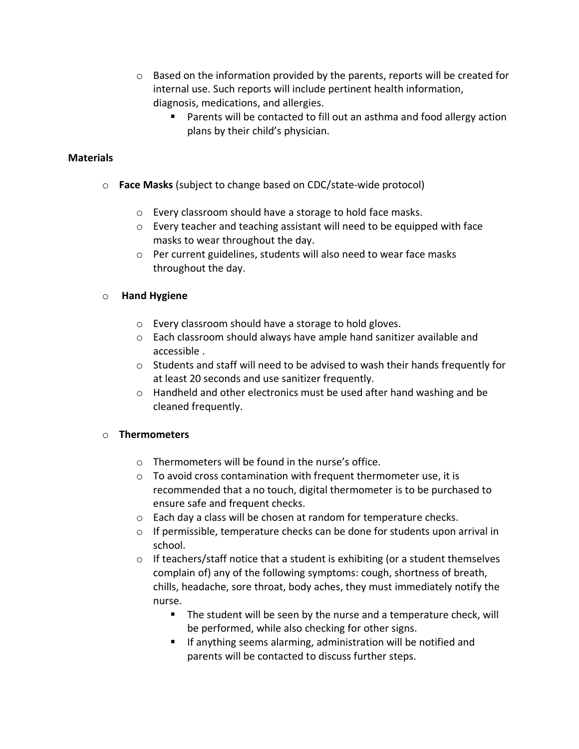- Based on the information provided by the parents, reports will be created for internal use. Such reports will include pertinent health information, diagnosis, medications, and allergies.
  - Parents will be contacted to fill out an asthma and food allergy action plans by their child's physician.

**Materials**

- **Face Masks** (subject to change based on CDC/state-wide protocol)
  - Every classroom should have a storage to hold face masks.
  - Every teacher and teaching assistant will need to be equipped with face masks to wear throughout the day.
  - Per current guidelines, students will also need to wear face masks throughout the day.

- **Hand Hygiene**
  - Every classroom should have a storage to hold gloves.
  - Each classroom should always have ample hand sanitizer available and accessible .
  - Students and staff will need to be advised to wash their hands frequently for at least 20 seconds and use sanitizer frequently.
  - Handheld and other electronics must be used after hand washing and be cleaned frequently.

- **Thermometers**
  - Thermometers will be found in the nurse's office.
  - To avoid cross contamination with frequent thermometer use, it is recommended that a no touch, digital thermometer is to be purchased to ensure safe and frequent checks.
  - Each day a class will be chosen at random for temperature checks.
  - If permissible, temperature checks can be done for students upon arrival in school.
  - If teachers/staff notice that a student is exhibiting (or a student themselves complain of) any of the following symptoms: cough, shortness of breath, chills, headache, sore throat, body aches, they must immediately notify the nurse.
    - The student will be seen by the nurse and a temperature check, will be performed, while also checking for other signs.
    - If anything seems alarming, administration will be notified and parents will be contacted to discuss further steps.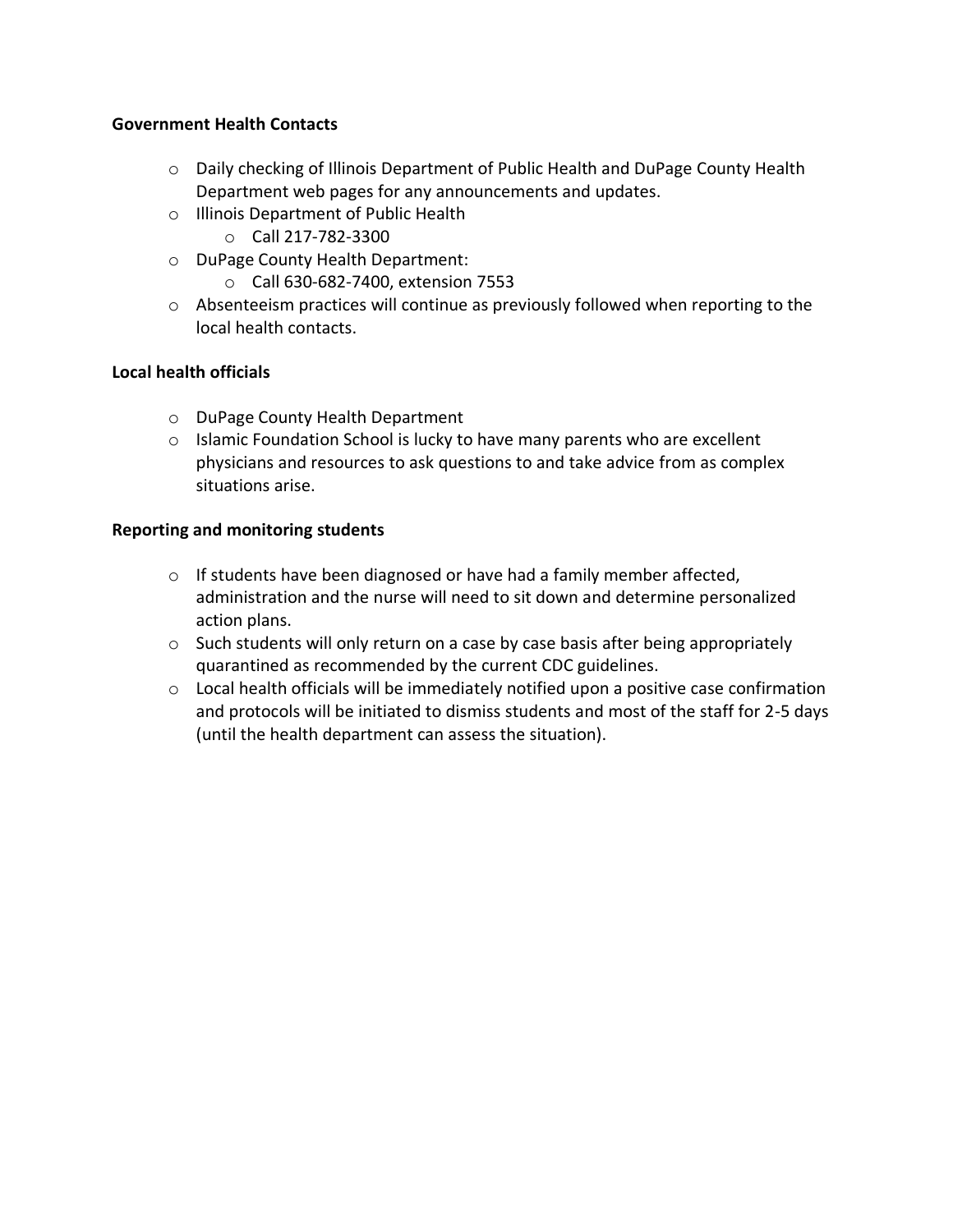**Government Health Contacts**

- Daily checking of Illinois Department of Public Health and DuPage County Health Department web pages for any announcements and updates.
- Illinois Department of Public Health
  - Call 217-782-3300
- DuPage County Health Department:
  - Call 630-682-7400, extension 7553
- Absenteeism practices will continue as previously followed when reporting to the local health contacts.

**Local health officials**

- DuPage County Health Department
- Islamic Foundation School is lucky to have many parents who are excellent physicians and resources to ask questions to and take advice from as complex situations arise.

**Reporting and monitoring students**

- If students have been diagnosed or have had a family member affected, administration and the nurse will need to sit down and determine personalized action plans.
- Such students will only return on a case by case basis after being appropriately quarantined as recommended by the current CDC guidelines.
- Local health officials will be immediately notified upon a positive case confirmation and protocols will be initiated to dismiss students and most of the staff for 2-5 days (until the health department can assess the situation).